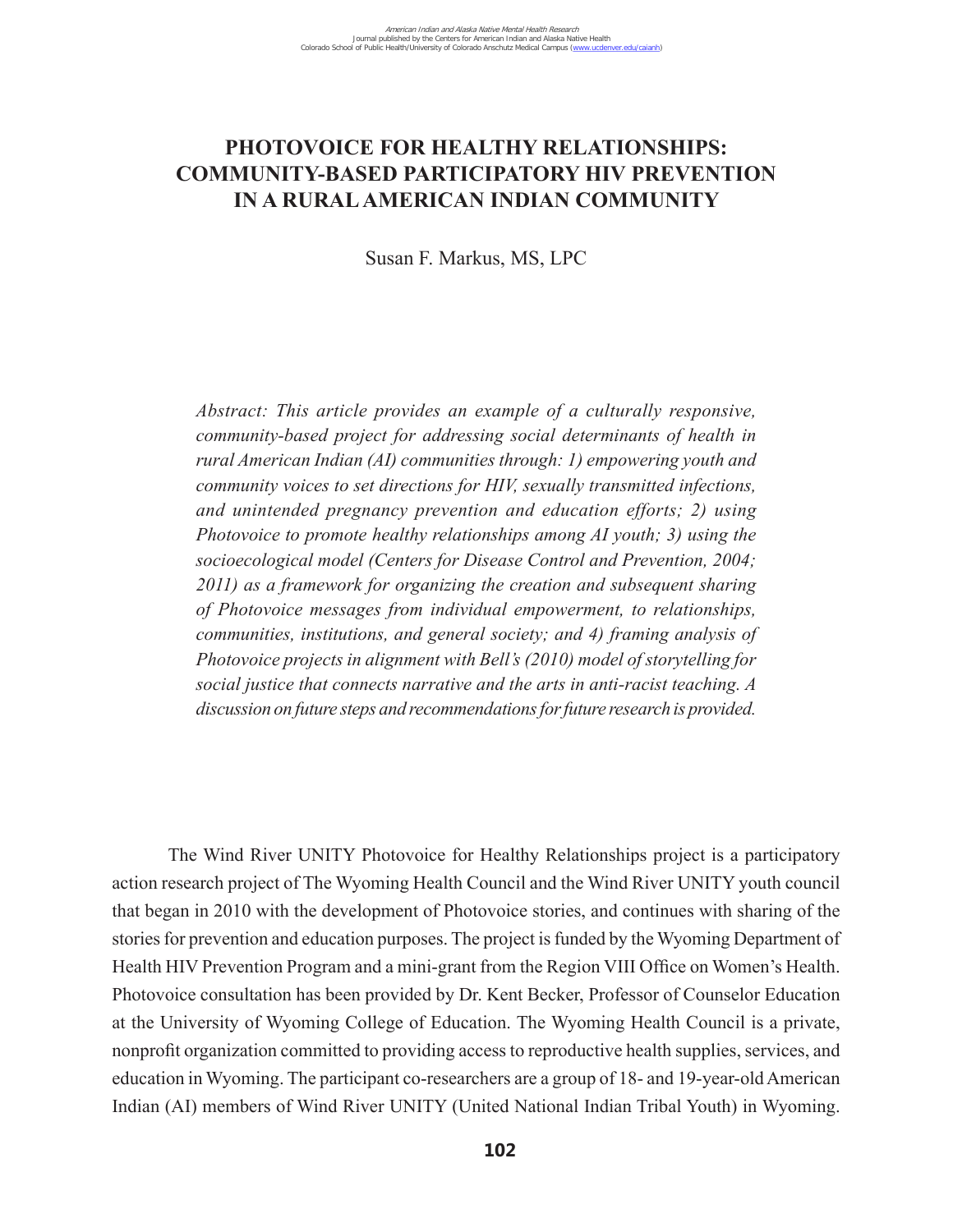# PHOTOVOICE FOR HEALTHY RELATIONSHIPS: COMMUNITY-BASED PARTICIPATORY HIV PREVENTION IN A RURAL AMERICAN INDIAN COMMUNITY

Susan F. Markus, MS, LPC

*Abstract: This article provides an example of a culturally responsive, community-based project for addressing social determinants of health in rural American Indian (AI) communities through: 1) empowering youth and community voices to set directions for HIV, sexually transmitted infections, and unintended pregnancy prevention and education efforts; 2) using Photovoice to promote healthy relationships among AI youth; 3) using the socioecological model (Centers for Disease Control and Prevention, 2004; 2011) as a framework for organizing the creation and subsequent sharing of Photovoice messages from individual empowerment, to relationships, communities, institutions, and general society; and 4) framing analysis of Photovoice projects in alignment with Bell's (2010) model of storytelling for social justice that connects narrative and the arts in anti-racist teaching. A discussion on future steps and recommendations for future research is provided.*

The Wind River UNITY Photovoice for Healthy Relationships project is a participatory action research project of The Wyoming Health Council and the Wind River UNITY youth council that began in 2010 with the development of Photovoice stories, and continues with sharing of the stories for prevention and education purposes. The project is funded by the Wyoming Department of Health HIV Prevention Program and a mini-grant from the Region VIII Office on Women's Health. Photovoice consultation has been provided by Dr. Kent Becker, Professor of Counselor Education at the University of Wyoming College of Education. The Wyoming Health Council is a private, nonprofit organization committed to providing access to reproductive health supplies, services, and education in Wyoming. The participant co-researchers are a group of 18- and 19-year-old American Indian (AI) members of Wind River UNITY (United National Indian Tribal Youth) in Wyoming.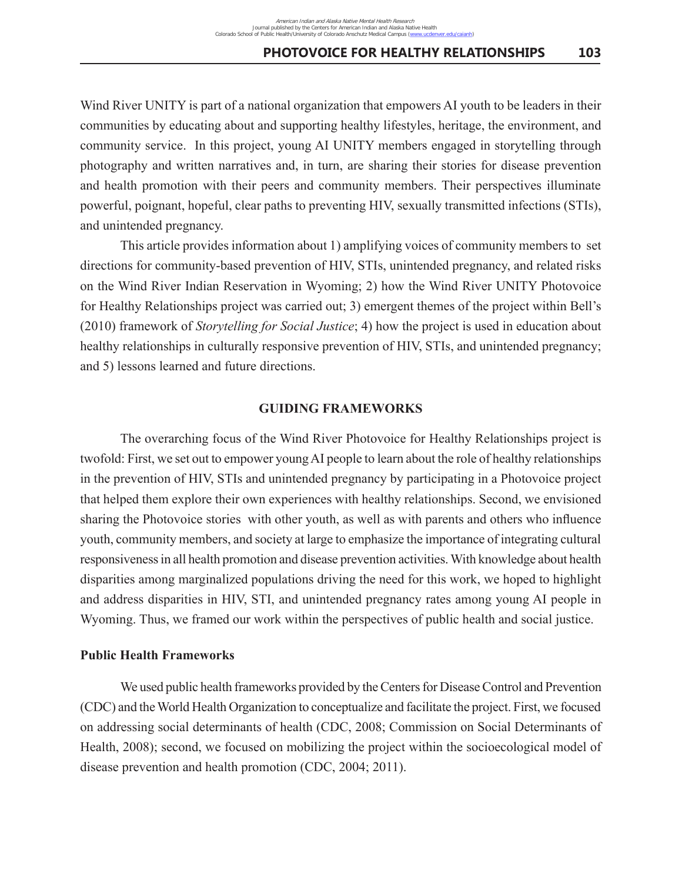Wind River UNITY is part of a national organization that empowers AI youth to be leaders in their communities by educating about and supporting healthy lifestyles, heritage, the environment, and community service. In this project, young AI UNITY members engaged in storytelling through photography and written narratives and, in turn, are sharing their stories for disease prevention and health promotion with their peers and community members. Their perspectives illuminate powerful, poignant, hopeful, clear paths to preventing HIV, sexually transmitted infections (STIs), and unintended pregnancy.

This article provides information about 1) amplifying voices of community members to set directions for community-based prevention of HIV, STIs, unintended pregnancy, and related risks on the Wind River Indian Reservation in Wyoming; 2) how the Wind River UNITY Photovoice for Healthy Relationships project was carried out; 3) emergent themes of the project within Bell's (2010) framework of *Storytelling for Social Justice*; 4) how the project is used in education about healthy relationships in culturally responsive prevention of HIV, STIs, and unintended pregnancy; and 5) lessons learned and future directions.

## GUIDING FRAMEWORKS

The overarching focus of the Wind River Photovoice for Healthy Relationships project is twofold: First, we set out to empower young AI people to learn about the role of healthy relationships in the prevention of HIV, STIs and unintended pregnancy by participating in a Photovoice project that helped them explore their own experiences with healthy relationships. Second, we envisioned sharing the Photovoice stories with other youth, as well as with parents and others who influence youth, community members, and society at large to emphasize the importance of integrating cultural responsiveness in all health promotion and disease prevention activities. With knowledge about health disparities among marginalized populations driving the need for this work, we hoped to highlight and address disparities in HIV, STI, and unintended pregnancy rates among young AI people in Wyoming. Thus, we framed our work within the perspectives of public health and social justice.

### Public Health Frameworks

We used public health frameworks provided by the Centers for Disease Control and Prevention (CDC) and the World Health Organization to conceptualize and facilitate the project. First, we focused on addressing social determinants of health (CDC, 2008; Commission on Social Determinants of Health, 2008); second, we focused on mobilizing the project within the socioecological model of disease prevention and health promotion (CDC, 2004; 2011).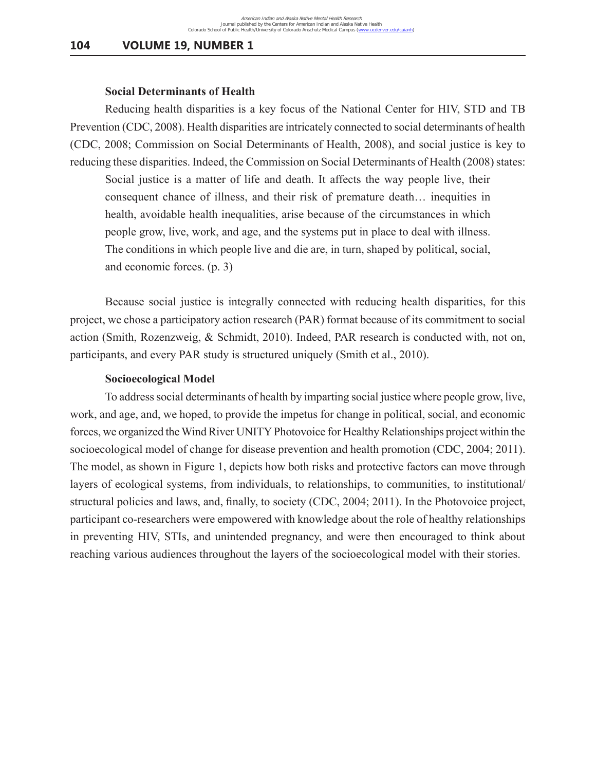### Social Determinants of Health

Reducing health disparities is a key focus of the National Center for HIV, STD and TB Prevention (CDC, 2008). Health disparities are intricately connected to social determinants of health (CDC, 2008; Commission on Social Determinants of Health, 2008), and social justice is key to reducing these disparities. Indeed, the Commission on Social Determinants of Health (2008) states:

> Social justice is a matter of life and death. It affects the way people live, their consequent chance of illness, and their risk of premature death… inequities in health, avoidable health inequalities, arise because of the circumstances in which people grow, live, work, and age, and the systems put in place to deal with illness. The conditions in which people live and die are, in turn, shaped by political, social, and economic forces. (p. 3)

Because social justice is integrally connected with reducing health disparities, for this project, we chose a participatory action research (PAR) format because of its commitment to social action (Smith, Rozenzweig, & Schmidt, 2010). Indeed, PAR research is conducted with, not on, participants, and every PAR study is structured uniquely (Smith et al., 2010).

### Socioecological Model

To address social determinants of health by imparting social justice where people grow, live, work, and age, and, we hoped, to provide the impetus for change in political, social, and economic forces, we organized the Wind River UNITY Photovoice for Healthy Relationships project within the socioecological model of change for disease prevention and health promotion (CDC, 2004; 2011). The model, as shown in Figure 1, depicts how both risks and protective factors can move through layers of ecological systems, from individuals, to relationships, to communities, to institutional/structural policies and laws, and, finally, to society (CDC, 2004; 2011). In the Photovoice project, participant co-researchers were empowered with knowledge about the role of healthy relationships in preventing HIV, STIs, and unintended pregnancy, and were then encouraged to think about reaching various audiences throughout the layers of the socioecological model with their stories.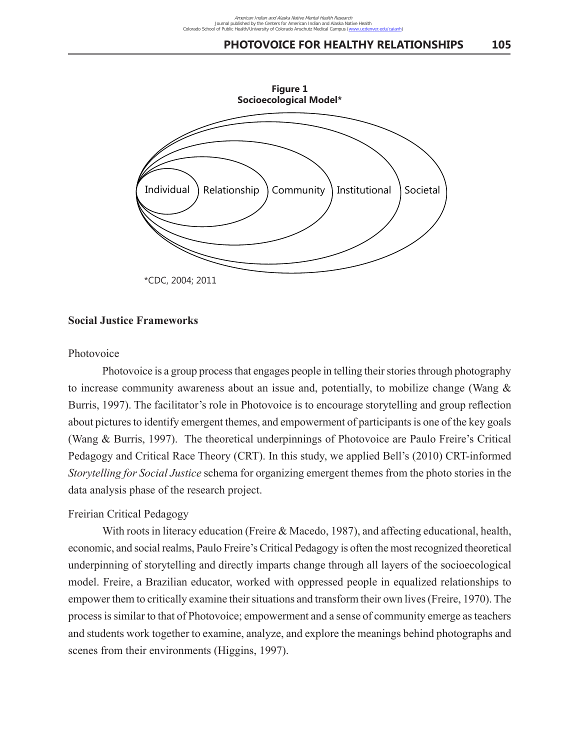**Figure 1**
**Socioecological Model***

Individual | Relationship | Community | Institutional | Societal

*CDC, 2004; 2011

## Social Justice Frameworks

### Photovoice

Photovoice is a group process that engages people in telling their stories through photography to increase community awareness about an issue and, potentially, to mobilize change (Wang & Burris, 1997). The facilitator's role in Photovoice is to encourage storytelling and group reflection about pictures to identify emergent themes, and empowerment of participants is one of the key goals (Wang & Burris, 1997). The theoretical underpinnings of Photovoice are Paulo Freire's Critical Pedagogy and Critical Race Theory (CRT). In this study, we applied Bell's (2010) CRT-informed *Storytelling for Social Justice* schema for organizing emergent themes from the photo stories in the data analysis phase of the research project.

### Freirian Critical Pedagogy

With roots in literacy education (Freire & Macedo, 1987), and affecting educational, health, economic, and social realms, Paulo Freire's Critical Pedagogy is often the most recognized theoretical underpinning of storytelling and directly imparts change through all layers of the socioecological model. Freire, a Brazilian educator, worked with oppressed people in equalized relationships to empower them to critically examine their situations and transform their own lives (Freire, 1970). The process is similar to that of Photovoice; empowerment and a sense of community emerge as teachers and students work together to examine, analyze, and explore the meanings behind photographs and scenes from their environments (Higgins, 1997).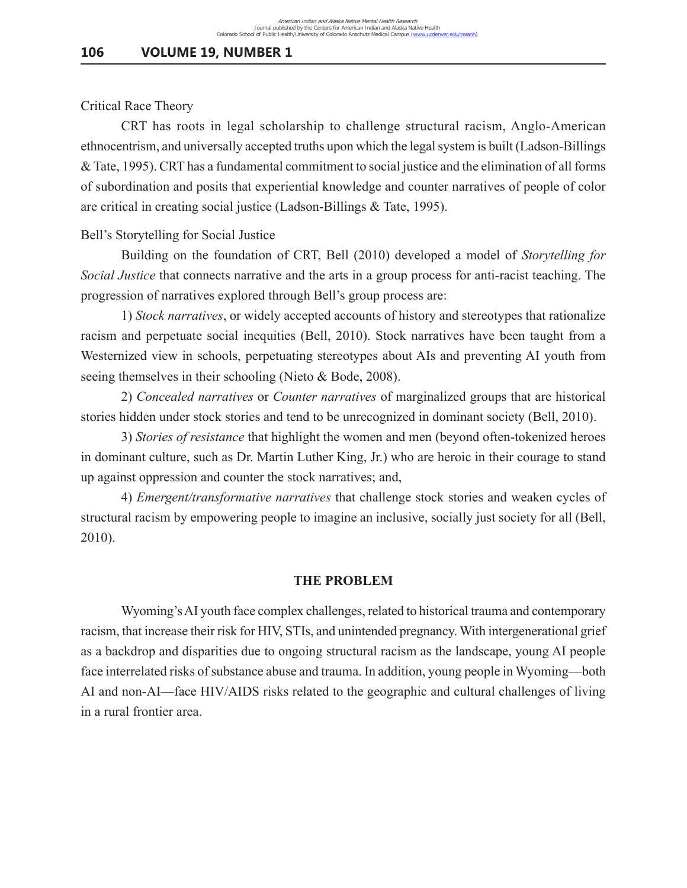### Critical Race Theory

CRT has roots in legal scholarship to challenge structural racism, Anglo-American ethnocentrism, and universally accepted truths upon which the legal system is built (Ladson-Billings & Tate, 1995). CRT has a fundamental commitment to social justice and the elimination of all forms of subordination and posits that experiential knowledge and counter narratives of people of color are critical in creating social justice (Ladson-Billings & Tate, 1995).

### Bell's Storytelling for Social Justice

Building on the foundation of CRT, Bell (2010) developed a model of *Storytelling for Social Justice* that connects narrative and the arts in a group process for anti-racist teaching. The progression of narratives explored through Bell's group process are:

1) *Stock narratives*, or widely accepted accounts of history and stereotypes that rationalize racism and perpetuate social inequities (Bell, 2010). Stock narratives have been taught from a Westernized view in schools, perpetuating stereotypes about AIs and preventing AI youth from seeing themselves in their schooling (Nieto & Bode, 2008).

2) *Concealed narratives* or *Counter narratives* of marginalized groups that are historical stories hidden under stock stories and tend to be unrecognized in dominant society (Bell, 2010).

3) *Stories of resistance* that highlight the women and men (beyond often-tokenized heroes in dominant culture, such as Dr. Martin Luther King, Jr.) who are heroic in their courage to stand up against oppression and counter the stock narratives; and,

4) *Emergent/transformative narratives* that challenge stock stories and weaken cycles of structural racism by empowering people to imagine an inclusive, socially just society for all (Bell, 2010).

## THE PROBLEM

Wyoming's AI youth face complex challenges, related to historical trauma and contemporary racism, that increase their risk for HIV, STIs, and unintended pregnancy. With intergenerational grief as a backdrop and disparities due to ongoing structural racism as the landscape, young AI people face interrelated risks of substance abuse and trauma. In addition, young people in Wyoming—both AI and non-AI—face HIV/AIDS risks related to the geographic and cultural challenges of living in a rural frontier area.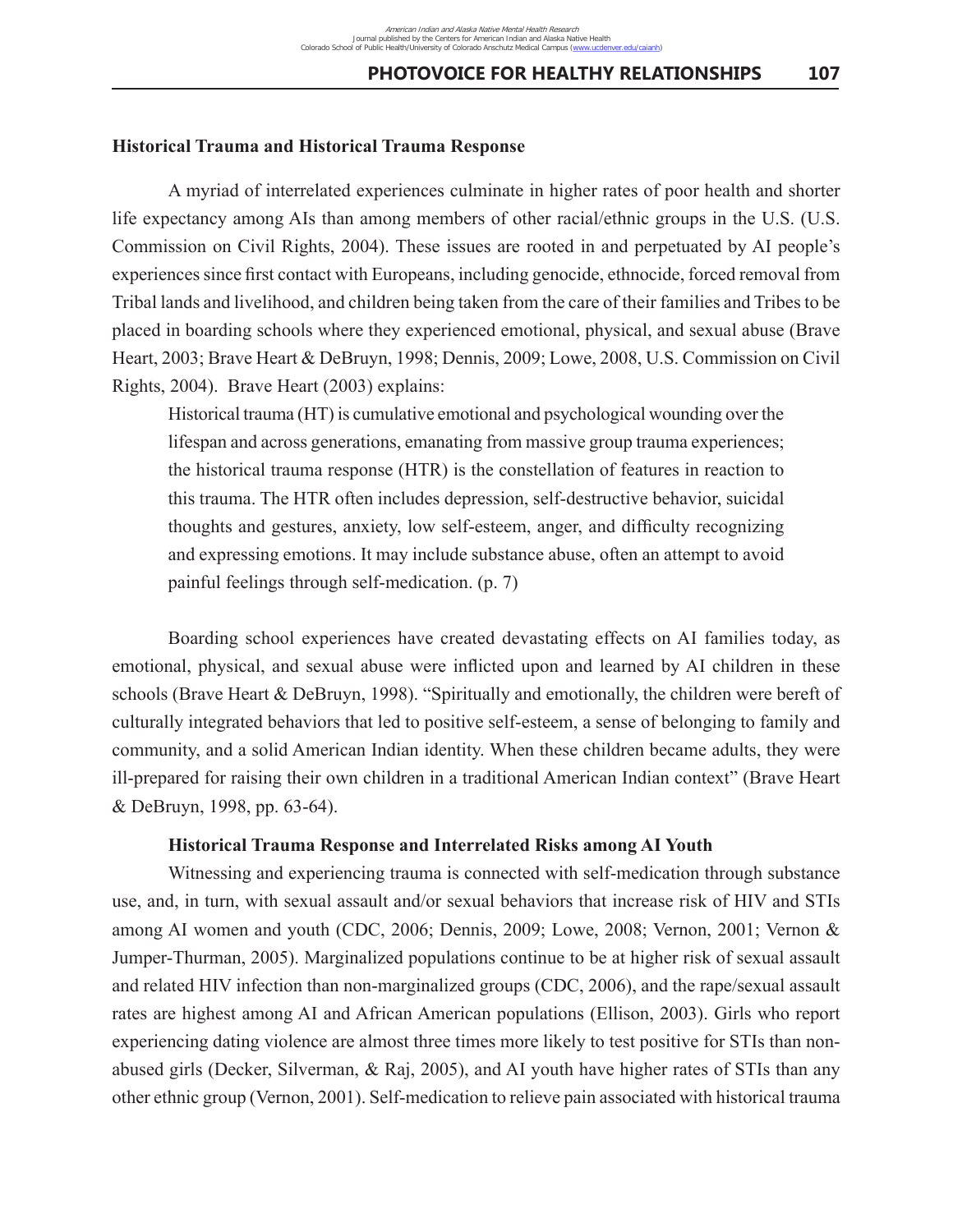### Historical Trauma and Historical Trauma Response

A myriad of interrelated experiences culminate in higher rates of poor health and shorter life expectancy among AIs than among members of other racial/ethnic groups in the U.S. (U.S. Commission on Civil Rights, 2004). These issues are rooted in and perpetuated by AI people's experiences since first contact with Europeans, including genocide, ethnocide, forced removal from Tribal lands and livelihood, and children being taken from the care of their families and Tribes to be placed in boarding schools where they experienced emotional, physical, and sexual abuse (Brave Heart, 2003; Brave Heart & DeBruyn, 1998; Dennis, 2009; Lowe, 2008, U.S. Commission on Civil Rights, 2004). Brave Heart (2003) explains:

> Historical trauma (HT) is cumulative emotional and psychological wounding over the lifespan and across generations, emanating from massive group trauma experiences; the historical trauma response (HTR) is the constellation of features in reaction to this trauma. The HTR often includes depression, self-destructive behavior, suicidal thoughts and gestures, anxiety, low self-esteem, anger, and difficulty recognizing and expressing emotions. It may include substance abuse, often an attempt to avoid painful feelings through self-medication. (p. 7)

Boarding school experiences have created devastating effects on AI families today, as emotional, physical, and sexual abuse were inflicted upon and learned by AI children in these schools (Brave Heart & DeBruyn, 1998). "Spiritually and emotionally, the children were bereft of culturally integrated behaviors that led to positive self-esteem, a sense of belonging to family and community, and a solid American Indian identity. When these children became adults, they were ill-prepared for raising their own children in a traditional American Indian context" (Brave Heart & DeBruyn, 1998, pp. 63-64).

#### Historical Trauma Response and Interrelated Risks among AI Youth

Witnessing and experiencing trauma is connected with self-medication through substance use, and, in turn, with sexual assault and/or sexual behaviors that increase risk of HIV and STIs among AI women and youth (CDC, 2006; Dennis, 2009; Lowe, 2008; Vernon, 2001; Vernon & Jumper-Thurman, 2005). Marginalized populations continue to be at higher risk of sexual assault and related HIV infection than non-marginalized groups (CDC, 2006), and the rape/sexual assault rates are highest among AI and African American populations (Ellison, 2003). Girls who report experiencing dating violence are almost three times more likely to test positive for STIs than non-abused girls (Decker, Silverman, & Raj, 2005), and AI youth have higher rates of STIs than any other ethnic group (Vernon, 2001). Self-medication to relieve pain associated with historical trauma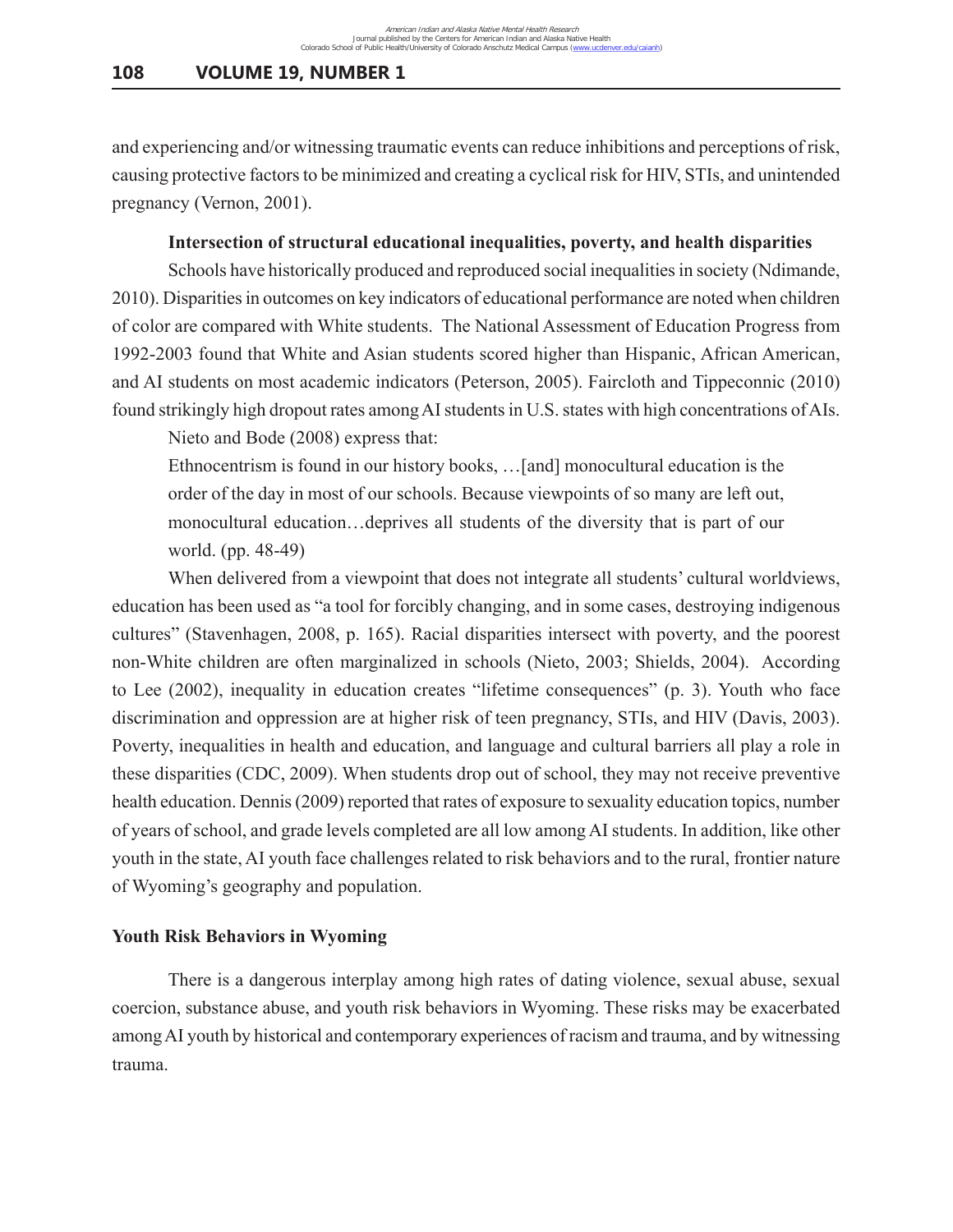and experiencing and/or witnessing traumatic events can reduce inhibitions and perceptions of risk, causing protective factors to be minimized and creating a cyclical risk for HIV, STIs, and unintended pregnancy (Vernon, 2001).

### Intersection of structural educational inequalities, poverty, and health disparities

Schools have historically produced and reproduced social inequalities in society (Ndimande, 2010). Disparities in outcomes on key indicators of educational performance are noted when children of color are compared with White students. The National Assessment of Education Progress from 1992-2003 found that White and Asian students scored higher than Hispanic, African American, and AI students on most academic indicators (Peterson, 2005). Faircloth and Tippeconnic (2010) found strikingly high dropout rates among AI students in U.S. states with high concentrations of AIs.

Nieto and Bode (2008) express that:

> Ethnocentrism is found in our history books, …[and] monocultural education is the order of the day in most of our schools. Because viewpoints of so many are left out, monocultural education…deprives all students of the diversity that is part of our world. (pp. 48-49)

When delivered from a viewpoint that does not integrate all students' cultural worldviews, education has been used as "a tool for forcibly changing, and in some cases, destroying indigenous cultures" (Stavenhagen, 2008, p. 165). Racial disparities intersect with poverty, and the poorest non-White children are often marginalized in schools (Nieto, 2003; Shields, 2004). According to Lee (2002), inequality in education creates "lifetime consequences" (p. 3). Youth who face discrimination and oppression are at higher risk of teen pregnancy, STIs, and HIV (Davis, 2003). Poverty, inequalities in health and education, and language and cultural barriers all play a role in these disparities (CDC, 2009). When students drop out of school, they may not receive preventive health education. Dennis (2009) reported that rates of exposure to sexuality education topics, number of years of school, and grade levels completed are all low among AI students. In addition, like other youth in the state, AI youth face challenges related to risk behaviors and to the rural, frontier nature of Wyoming's geography and population.

## Youth Risk Behaviors in Wyoming

There is a dangerous interplay among high rates of dating violence, sexual abuse, sexual coercion, substance abuse, and youth risk behaviors in Wyoming. These risks may be exacerbated among AI youth by historical and contemporary experiences of racism and trauma, and by witnessing trauma.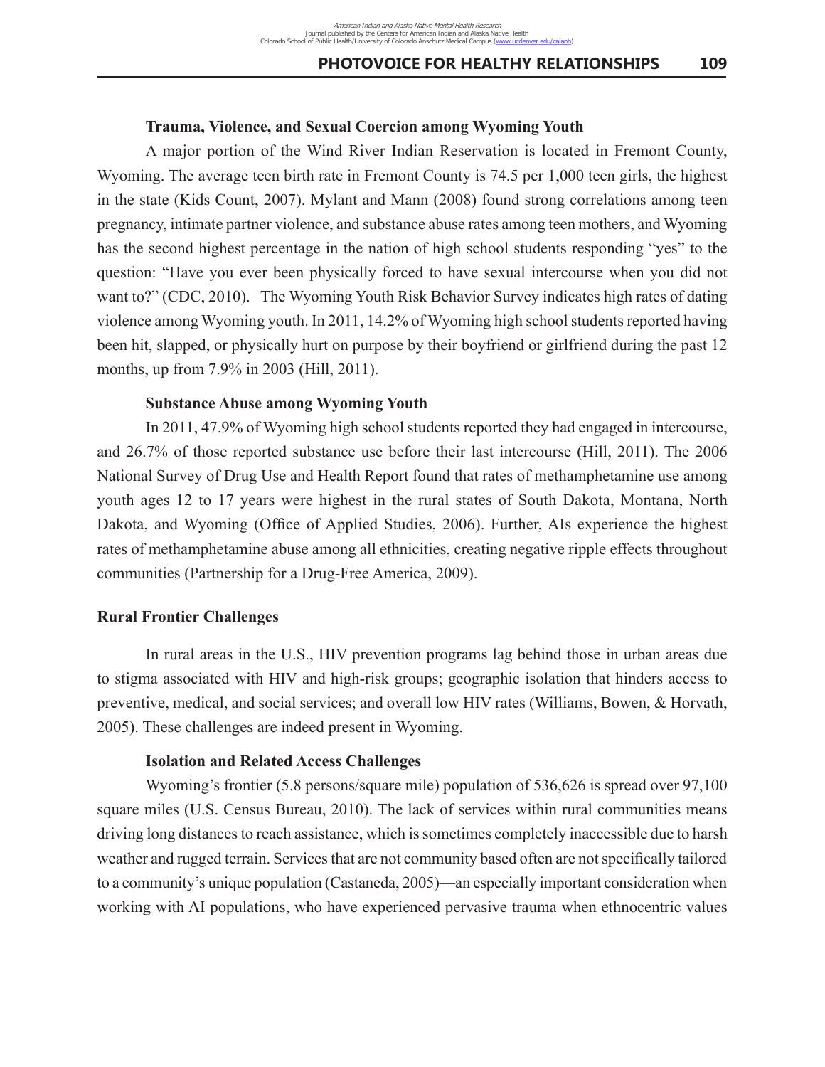### Trauma, Violence, and Sexual Coercion among Wyoming Youth

A major portion of the Wind River Indian Reservation is located in Fremont County, Wyoming. The average teen birth rate in Fremont County is 74.5 per 1,000 teen girls, the highest in the state (Kids Count, 2007). Mylant and Mann (2008) found strong correlations among teen pregnancy, intimate partner violence, and substance abuse rates among teen mothers, and Wyoming has the second highest percentage in the nation of high school students responding "yes" to the question: "Have you ever been physically forced to have sexual intercourse when you did not want to?" (CDC, 2010). The Wyoming Youth Risk Behavior Survey indicates high rates of dating violence among Wyoming youth. In 2011, 14.2% of Wyoming high school students reported having been hit, slapped, or physically hurt on purpose by their boyfriend or girlfriend during the past 12 months, up from 7.9% in 2003 (Hill, 2011).

### Substance Abuse among Wyoming Youth

In 2011, 47.9% of Wyoming high school students reported they had engaged in intercourse, and 26.7% of those reported substance use before their last intercourse (Hill, 2011). The 2006 National Survey of Drug Use and Health Report found that rates of methamphetamine use among youth ages 12 to 17 years were highest in the rural states of South Dakota, Montana, North Dakota, and Wyoming (Office of Applied Studies, 2006). Further, AIs experience the highest rates of methamphetamine abuse among all ethnicities, creating negative ripple effects throughout communities (Partnership for a Drug-Free America, 2009).

## Rural Frontier Challenges

In rural areas in the U.S., HIV prevention programs lag behind those in urban areas due to stigma associated with HIV and high-risk groups; geographic isolation that hinders access to preventive, medical, and social services; and overall low HIV rates (Williams, Bowen, & Horvath, 2005). These challenges are indeed present in Wyoming.

### Isolation and Related Access Challenges

Wyoming's frontier (5.8 persons/square mile) population of 536,626 is spread over 97,100 square miles (U.S. Census Bureau, 2010). The lack of services within rural communities means driving long distances to reach assistance, which is sometimes completely inaccessible due to harsh weather and rugged terrain. Services that are not community based often are not specifically tailored to a community's unique population (Castaneda, 2005)—an especially important consideration when working with AI populations, who have experienced pervasive trauma when ethnocentric values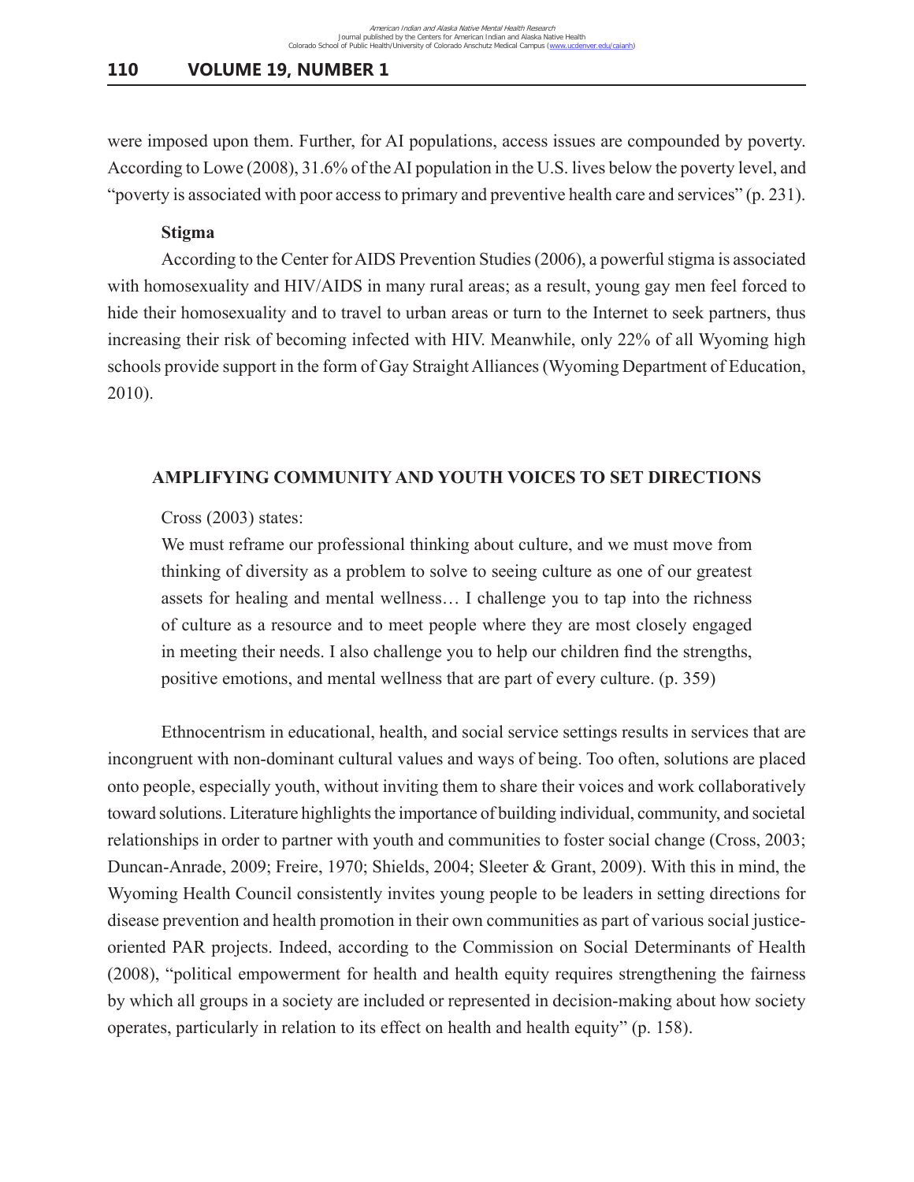were imposed upon them. Further, for AI populations, access issues are compounded by poverty. According to Lowe (2008), 31.6% of the AI population in the U.S. lives below the poverty level, and "poverty is associated with poor access to primary and preventive health care and services" (p. 231).

### Stigma

According to the Center for AIDS Prevention Studies (2006), a powerful stigma is associated with homosexuality and HIV/AIDS in many rural areas; as a result, young gay men feel forced to hide their homosexuality and to travel to urban areas or turn to the Internet to seek partners, thus increasing their risk of becoming infected with HIV. Meanwhile, only 22% of all Wyoming high schools provide support in the form of Gay Straight Alliances (Wyoming Department of Education, 2010).

## AMPLIFYING COMMUNITY AND YOUTH VOICES TO SET DIRECTIONS

Cross (2003) states:

> We must reframe our professional thinking about culture, and we must move from thinking of diversity as a problem to solve to seeing culture as one of our greatest assets for healing and mental wellness… I challenge you to tap into the richness of culture as a resource and to meet people where they are most closely engaged in meeting their needs. I also challenge you to help our children find the strengths, positive emotions, and mental wellness that are part of every culture. (p. 359)

Ethnocentrism in educational, health, and social service settings results in services that are incongruent with non-dominant cultural values and ways of being. Too often, solutions are placed onto people, especially youth, without inviting them to share their voices and work collaboratively toward solutions. Literature highlights the importance of building individual, community, and societal relationships in order to partner with youth and communities to foster social change (Cross, 2003; Duncan-Anrade, 2009; Freire, 1970; Shields, 2004; Sleeter & Grant, 2009). With this in mind, the Wyoming Health Council consistently invites young people to be leaders in setting directions for disease prevention and health promotion in their own communities as part of various social justice-oriented PAR projects. Indeed, according to the Commission on Social Determinants of Health (2008), "political empowerment for health and health equity requires strengthening the fairness by which all groups in a society are included or represented in decision-making about how society operates, particularly in relation to its effect on health and health equity" (p. 158).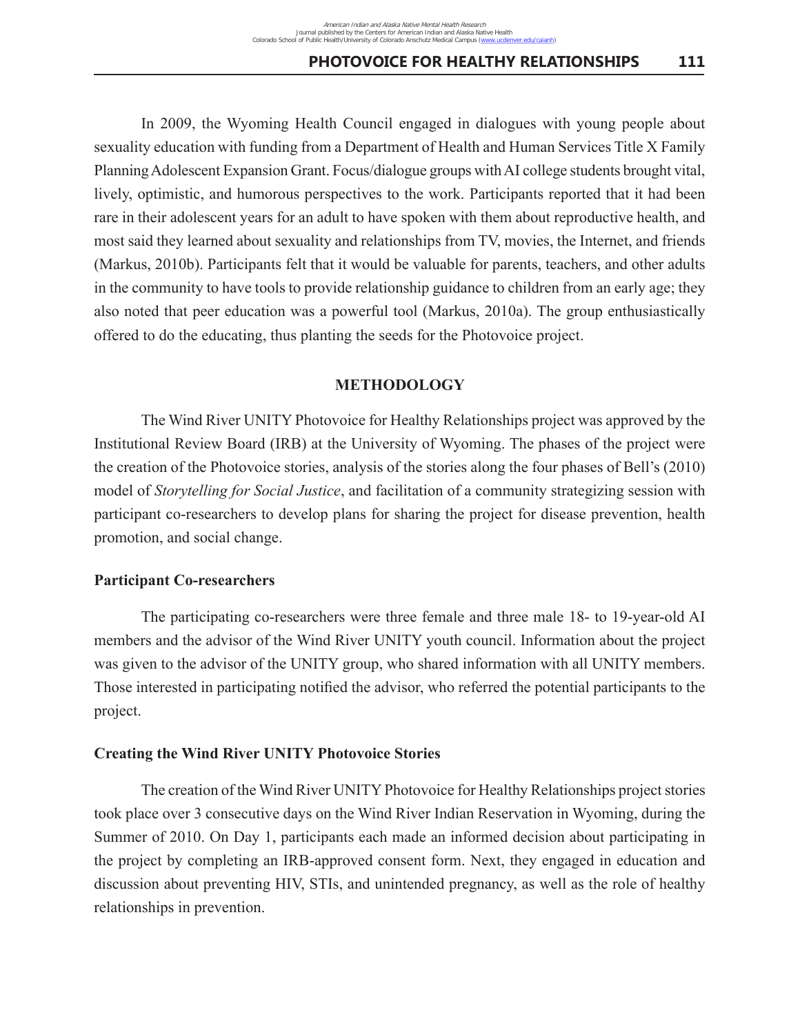In 2009, the Wyoming Health Council engaged in dialogues with young people about sexuality education with funding from a Department of Health and Human Services Title X Family Planning Adolescent Expansion Grant. Focus/dialogue groups with AI college students brought vital, lively, optimistic, and humorous perspectives to the work. Participants reported that it had been rare in their adolescent years for an adult to have spoken with them about reproductive health, and most said they learned about sexuality and relationships from TV, movies, the Internet, and friends (Markus, 2010b). Participants felt that it would be valuable for parents, teachers, and other adults in the community to have tools to provide relationship guidance to children from an early age; they also noted that peer education was a powerful tool (Markus, 2010a). The group enthusiastically offered to do the educating, thus planting the seeds for the Photovoice project.

## METHODOLOGY

The Wind River UNITY Photovoice for Healthy Relationships project was approved by the Institutional Review Board (IRB) at the University of Wyoming. The phases of the project were the creation of the Photovoice stories, analysis of the stories along the four phases of Bell's (2010) model of *Storytelling for Social Justice*, and facilitation of a community strategizing session with participant co-researchers to develop plans for sharing the project for disease prevention, health promotion, and social change.

### Participant Co-researchers

The participating co-researchers were three female and three male 18- to 19-year-old AI members and the advisor of the Wind River UNITY youth council. Information about the project was given to the advisor of the UNITY group, who shared information with all UNITY members. Those interested in participating notified the advisor, who referred the potential participants to the project.

### Creating the Wind River UNITY Photovoice Stories

The creation of the Wind River UNITY Photovoice for Healthy Relationships project stories took place over 3 consecutive days on the Wind River Indian Reservation in Wyoming, during the Summer of 2010. On Day 1, participants each made an informed decision about participating in the project by completing an IRB-approved consent form. Next, they engaged in education and discussion about preventing HIV, STIs, and unintended pregnancy, as well as the role of healthy relationships in prevention.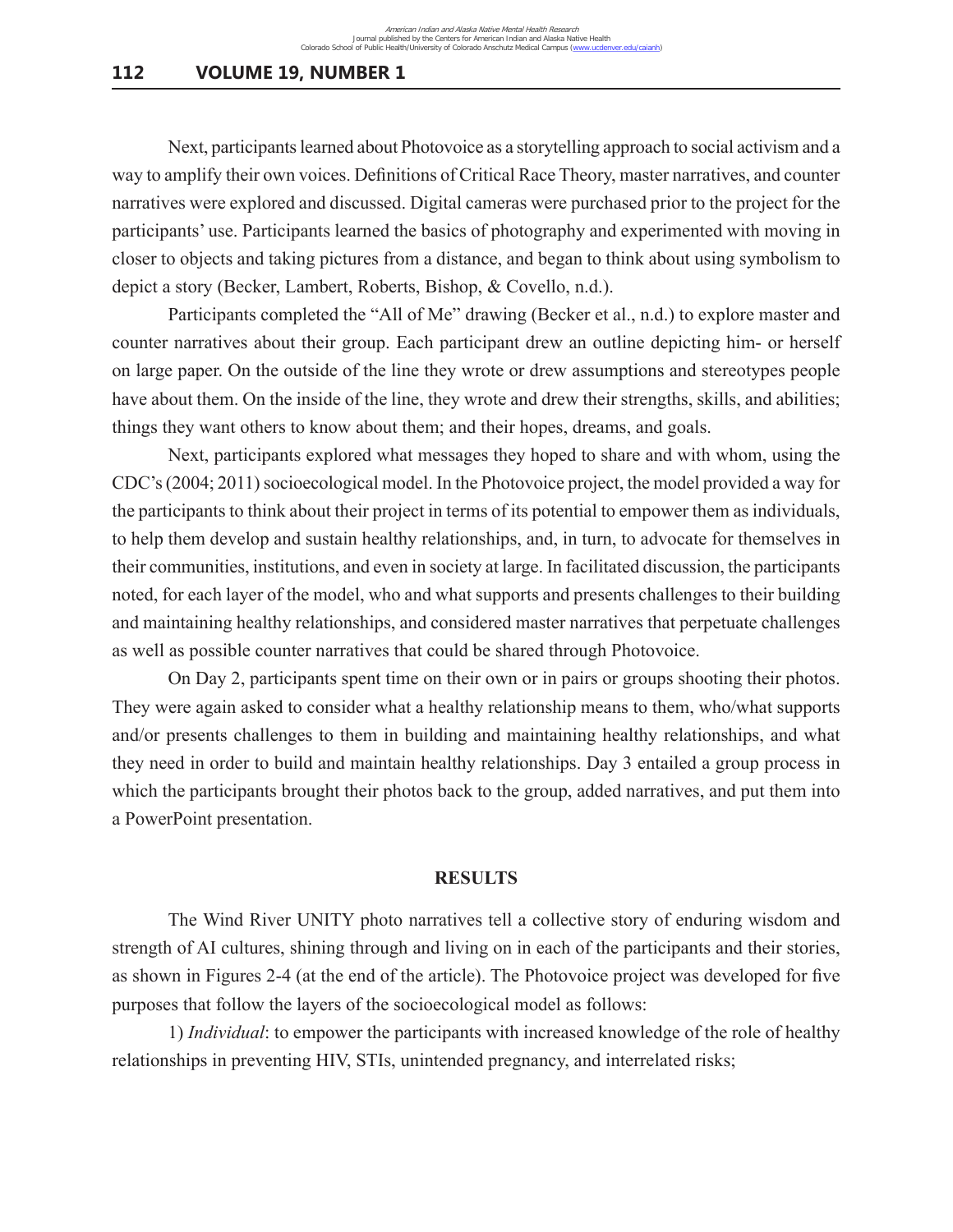Next, participants learned about Photovoice as a storytelling approach to social activism and a way to amplify their own voices. Definitions of Critical Race Theory, master narratives, and counter narratives were explored and discussed. Digital cameras were purchased prior to the project for the participants' use. Participants learned the basics of photography and experimented with moving in closer to objects and taking pictures from a distance, and began to think about using symbolism to depict a story (Becker, Lambert, Roberts, Bishop, & Covello, n.d.).

Participants completed the "All of Me" drawing (Becker et al., n.d.) to explore master and counter narratives about their group. Each participant drew an outline depicting him- or herself on large paper. On the outside of the line they wrote or drew assumptions and stereotypes people have about them. On the inside of the line, they wrote and drew their strengths, skills, and abilities; things they want others to know about them; and their hopes, dreams, and goals.

Next, participants explored what messages they hoped to share and with whom, using the CDC's (2004; 2011) socioecological model. In the Photovoice project, the model provided a way for the participants to think about their project in terms of its potential to empower them as individuals, to help them develop and sustain healthy relationships, and, in turn, to advocate for themselves in their communities, institutions, and even in society at large. In facilitated discussion, the participants noted, for each layer of the model, who and what supports and presents challenges to their building and maintaining healthy relationships, and considered master narratives that perpetuate challenges as well as possible counter narratives that could be shared through Photovoice.

On Day 2, participants spent time on their own or in pairs or groups shooting their photos. They were again asked to consider what a healthy relationship means to them, who/what supports and/or presents challenges to them in building and maintaining healthy relationships, and what they need in order to build and maintain healthy relationships. Day 3 entailed a group process in which the participants brought their photos back to the group, added narratives, and put them into a PowerPoint presentation.

## RESULTS

The Wind River UNITY photo narratives tell a collective story of enduring wisdom and strength of AI cultures, shining through and living on in each of the participants and their stories, as shown in Figures 2-4 (at the end of the article). The Photovoice project was developed for five purposes that follow the layers of the socioecological model as follows:

1) *Individual*: to empower the participants with increased knowledge of the role of healthy relationships in preventing HIV, STIs, unintended pregnancy, and interrelated risks;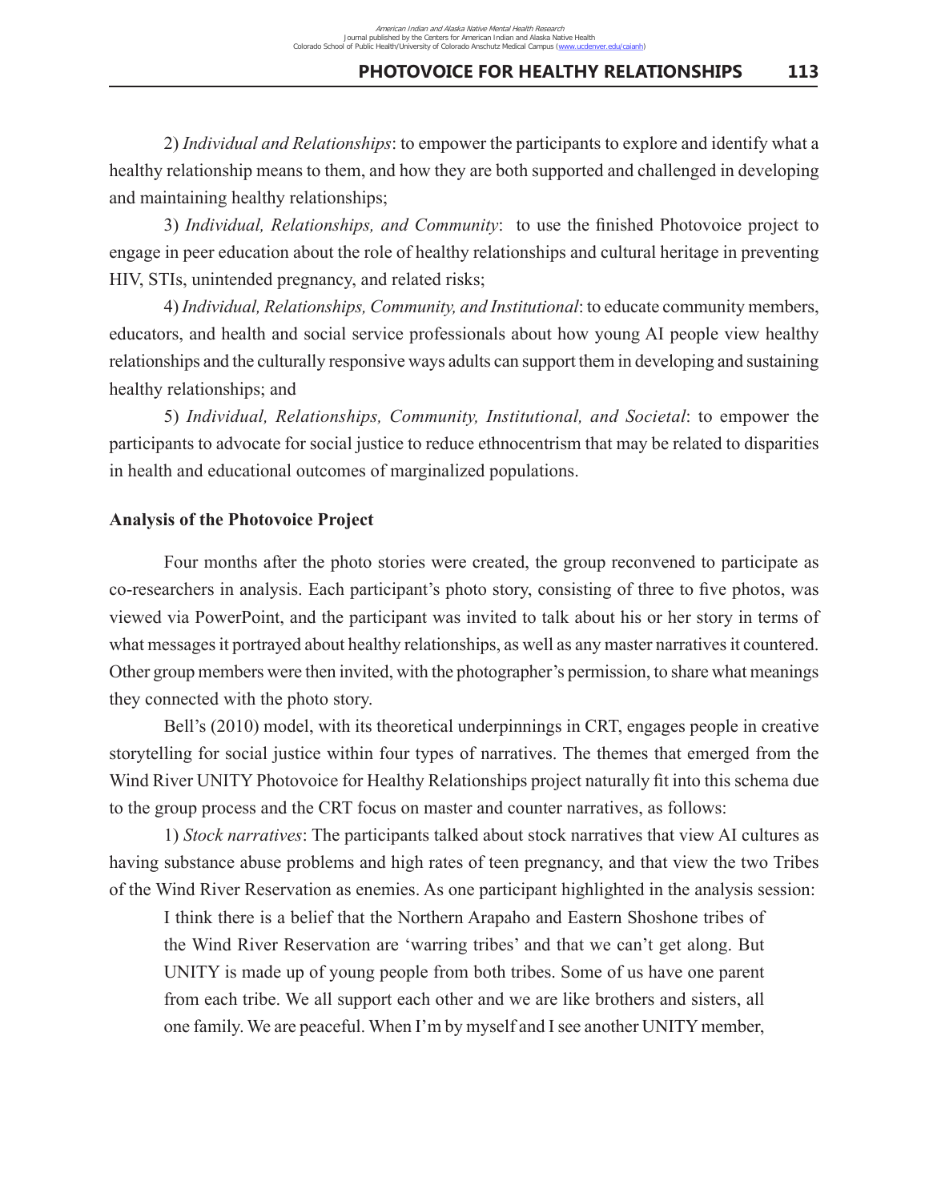2) *Individual and Relationships*: to empower the participants to explore and identify what a healthy relationship means to them, and how they are both supported and challenged in developing and maintaining healthy relationships;

3) *Individual, Relationships, and Community*: to use the finished Photovoice project to engage in peer education about the role of healthy relationships and cultural heritage in preventing HIV, STIs, unintended pregnancy, and related risks;

4) *Individual, Relationships, Community, and Institutional*: to educate community members, educators, and health and social service professionals about how young AI people view healthy relationships and the culturally responsive ways adults can support them in developing and sustaining healthy relationships; and

5) *Individual, Relationships, Community, Institutional, and Societal*: to empower the participants to advocate for social justice to reduce ethnocentrism that may be related to disparities in health and educational outcomes of marginalized populations.

**Analysis of the Photovoice Project**

Four months after the photo stories were created, the group reconvened to participate as co-researchers in analysis. Each participant's photo story, consisting of three to five photos, was viewed via PowerPoint, and the participant was invited to talk about his or her story in terms of what messages it portrayed about healthy relationships, as well as any master narratives it countered. Other group members were then invited, with the photographer's permission, to share what meanings they connected with the photo story.

Bell's (2010) model, with its theoretical underpinnings in CRT, engages people in creative storytelling for social justice within four types of narratives. The themes that emerged from the Wind River UNITY Photovoice for Healthy Relationships project naturally fit into this schema due to the group process and the CRT focus on master and counter narratives, as follows:

1) *Stock narratives*: The participants talked about stock narratives that view AI cultures as having substance abuse problems and high rates of teen pregnancy, and that view the two Tribes of the Wind River Reservation as enemies. As one participant highlighted in the analysis session:

> I think there is a belief that the Northern Arapaho and Eastern Shoshone tribes of the Wind River Reservation are 'warring tribes' and that we can't get along. But UNITY is made up of young people from both tribes. Some of us have one parent from each tribe. We all support each other and we are like brothers and sisters, all one family. We are peaceful. When I'm by myself and I see another UNITY member,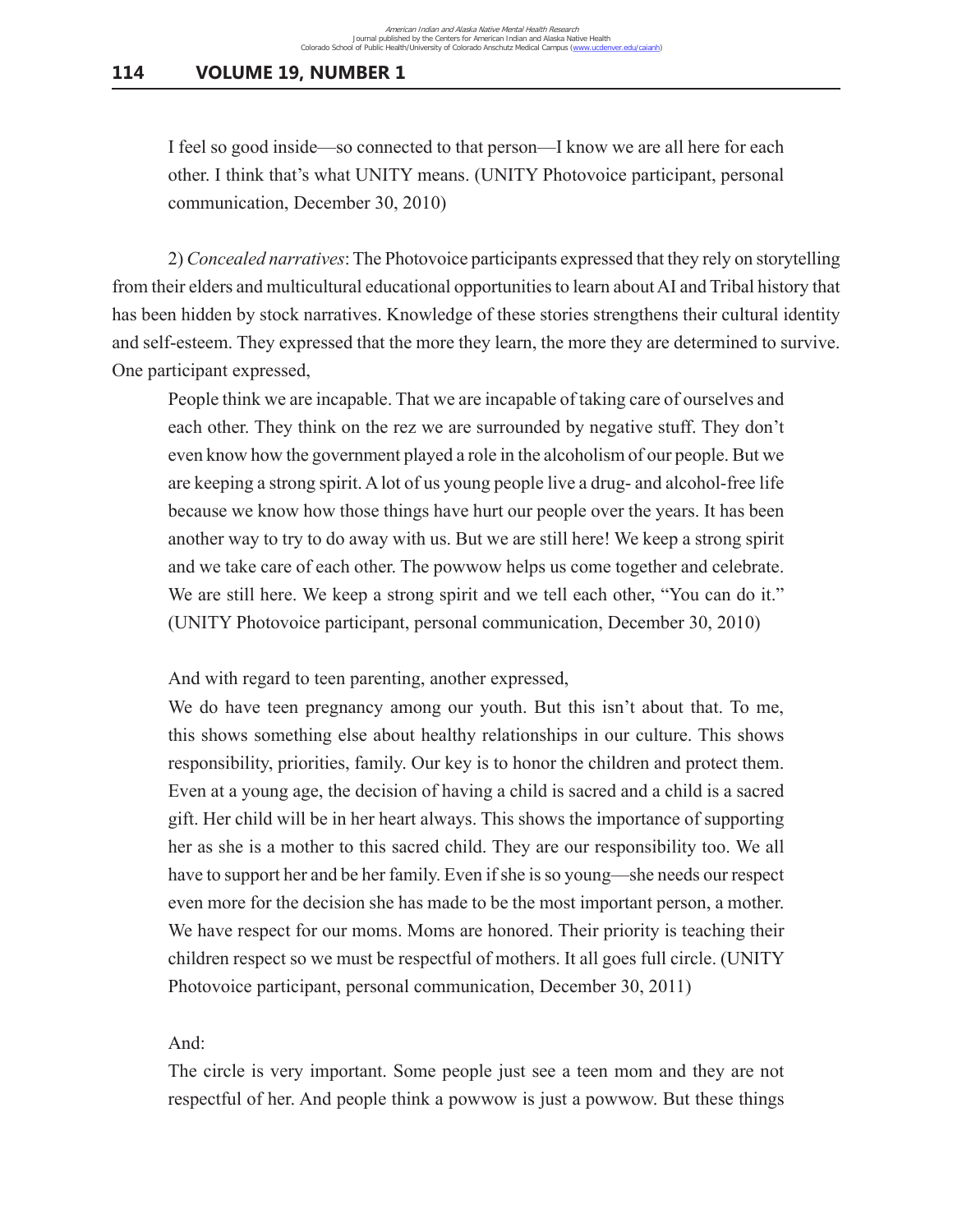I feel so good inside—so connected to that person—I know we are all here for each other. I think that's what UNITY means. (UNITY Photovoice participant, personal communication, December 30, 2010)

2) *Concealed narratives*: The Photovoice participants expressed that they rely on storytelling from their elders and multicultural educational opportunities to learn about AI and Tribal history that has been hidden by stock narratives. Knowledge of these stories strengthens their cultural identity and self-esteem. They expressed that the more they learn, the more they are determined to survive. One participant expressed,

> People think we are incapable. That we are incapable of taking care of ourselves and each other. They think on the rez we are surrounded by negative stuff. They don't even know how the government played a role in the alcoholism of our people. But we are keeping a strong spirit. A lot of us young people live a drug- and alcohol-free life because we know how those things have hurt our people over the years. It has been another way to try to do away with us. But we are still here! We keep a strong spirit and we take care of each other. The powwow helps us come together and celebrate. We are still here. We keep a strong spirit and we tell each other, "You can do it." (UNITY Photovoice participant, personal communication, December 30, 2010)

And with regard to teen parenting, another expressed,

> We do have teen pregnancy among our youth. But this isn't about that. To me, this shows something else about healthy relationships in our culture. This shows responsibility, priorities, family. Our key is to honor the children and protect them. Even at a young age, the decision of having a child is sacred and a child is a sacred gift. Her child will be in her heart always. This shows the importance of supporting her as she is a mother to this sacred child. They are our responsibility too. We all have to support her and be her family. Even if she is so young—she needs our respect even more for the decision she has made to be the most important person, a mother. We have respect for our moms. Moms are honored. Their priority is teaching their children respect so we must be respectful of mothers. It all goes full circle. (UNITY Photovoice participant, personal communication, December 30, 2011)

And:

> The circle is very important. Some people just see a teen mom and they are not respectful of her. And people think a powwow is just a powwow. But these things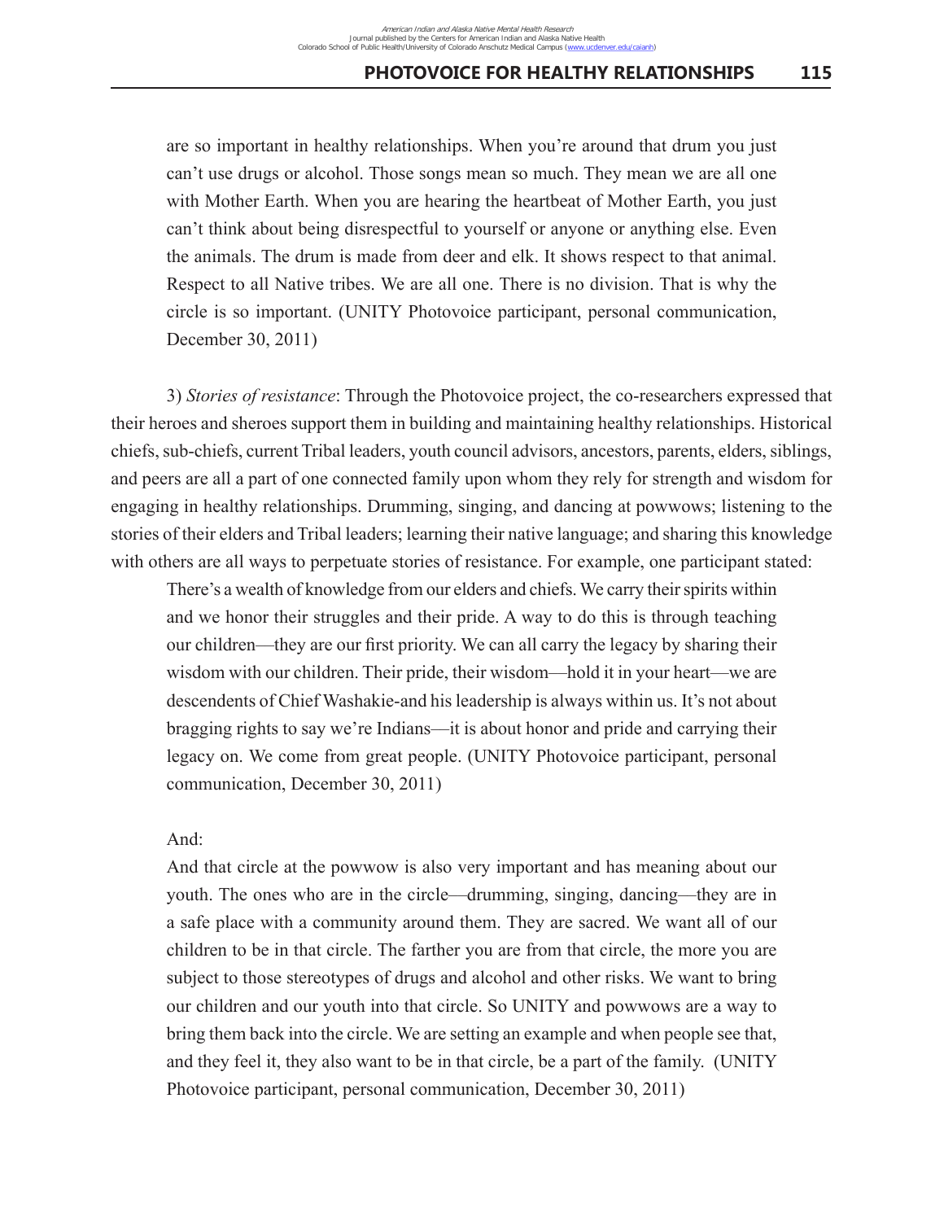are so important in healthy relationships. When you're around that drum you just can't use drugs or alcohol. Those songs mean so much. They mean we are all one with Mother Earth. When you are hearing the heartbeat of Mother Earth, you just can't think about being disrespectful to yourself or anyone or anything else. Even the animals. The drum is made from deer and elk. It shows respect to that animal. Respect to all Native tribes. We are all one. There is no division. That is why the circle is so important. (UNITY Photovoice participant, personal communication, December 30, 2011)

3) *Stories of resistance*: Through the Photovoice project, the co-researchers expressed that their heroes and sheroes support them in building and maintaining healthy relationships. Historical chiefs, sub-chiefs, current Tribal leaders, youth council advisors, ancestors, parents, elders, siblings, and peers are all a part of one connected family upon whom they rely for strength and wisdom for engaging in healthy relationships. Drumming, singing, and dancing at powwows; listening to the stories of their elders and Tribal leaders; learning their native language; and sharing this knowledge with others are all ways to perpetuate stories of resistance. For example, one participant stated:

> There's a wealth of knowledge from our elders and chiefs. We carry their spirits within and we honor their struggles and their pride. A way to do this is through teaching our children—they are our first priority. We can all carry the legacy by sharing their wisdom with our children. Their pride, their wisdom—hold it in your heart—we are descendents of Chief Washakie-and his leadership is always within us. It's not about bragging rights to say we're Indians—it is about honor and pride and carrying their legacy on. We come from great people. (UNITY Photovoice participant, personal communication, December 30, 2011)

And:

> And that circle at the powwow is also very important and has meaning about our youth. The ones who are in the circle—drumming, singing, dancing—they are in a safe place with a community around them. They are sacred. We want all of our children to be in that circle. The farther you are from that circle, the more you are subject to those stereotypes of drugs and alcohol and other risks. We want to bring our children and our youth into that circle. So UNITY and powwows are a way to bring them back into the circle. We are setting an example and when people see that, and they feel it, they also want to be in that circle, be a part of the family. (UNITY Photovoice participant, personal communication, December 30, 2011)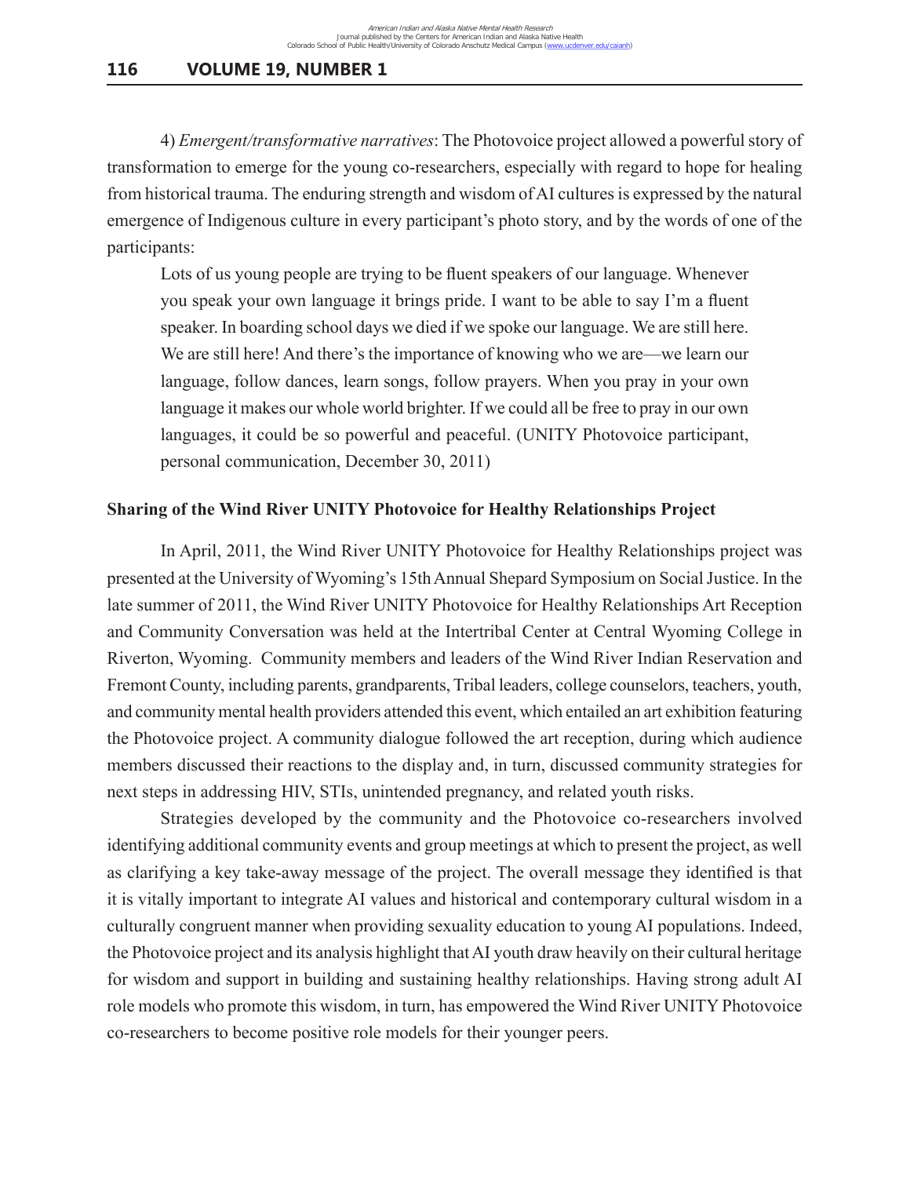4) *Emergent/transformative narratives*: The Photovoice project allowed a powerful story of transformation to emerge for the young co-researchers, especially with regard to hope for healing from historical trauma. The enduring strength and wisdom of AI cultures is expressed by the natural emergence of Indigenous culture in every participant's photo story, and by the words of one of the participants:

> Lots of us young people are trying to be fluent speakers of our language. Whenever you speak your own language it brings pride. I want to be able to say I'm a fluent speaker. In boarding school days we died if we spoke our language. We are still here. We are still here! And there's the importance of knowing who we are—we learn our language, follow dances, learn songs, follow prayers. When you pray in your own language it makes our whole world brighter. If we could all be free to pray in our own languages, it could be so powerful and peaceful. (UNITY Photovoice participant, personal communication, December 30, 2011)

**Sharing of the Wind River UNITY Photovoice for Healthy Relationships Project**

In April, 2011, the Wind River UNITY Photovoice for Healthy Relationships project was presented at the University of Wyoming's 15th Annual Shepard Symposium on Social Justice. In the late summer of 2011, the Wind River UNITY Photovoice for Healthy Relationships Art Reception and Community Conversation was held at the Intertribal Center at Central Wyoming College in Riverton, Wyoming. Community members and leaders of the Wind River Indian Reservation and Fremont County, including parents, grandparents, Tribal leaders, college counselors, teachers, youth, and community mental health providers attended this event, which entailed an art exhibition featuring the Photovoice project. A community dialogue followed the art reception, during which audience members discussed their reactions to the display and, in turn, discussed community strategies for next steps in addressing HIV, STIs, unintended pregnancy, and related youth risks.

Strategies developed by the community and the Photovoice co-researchers involved identifying additional community events and group meetings at which to present the project, as well as clarifying a key take-away message of the project. The overall message they identified is that it is vitally important to integrate AI values and historical and contemporary cultural wisdom in a culturally congruent manner when providing sexuality education to young AI populations. Indeed, the Photovoice project and its analysis highlight that AI youth draw heavily on their cultural heritage for wisdom and support in building and sustaining healthy relationships. Having strong adult AI role models who promote this wisdom, in turn, has empowered the Wind River UNITY Photovoice co-researchers to become positive role models for their younger peers.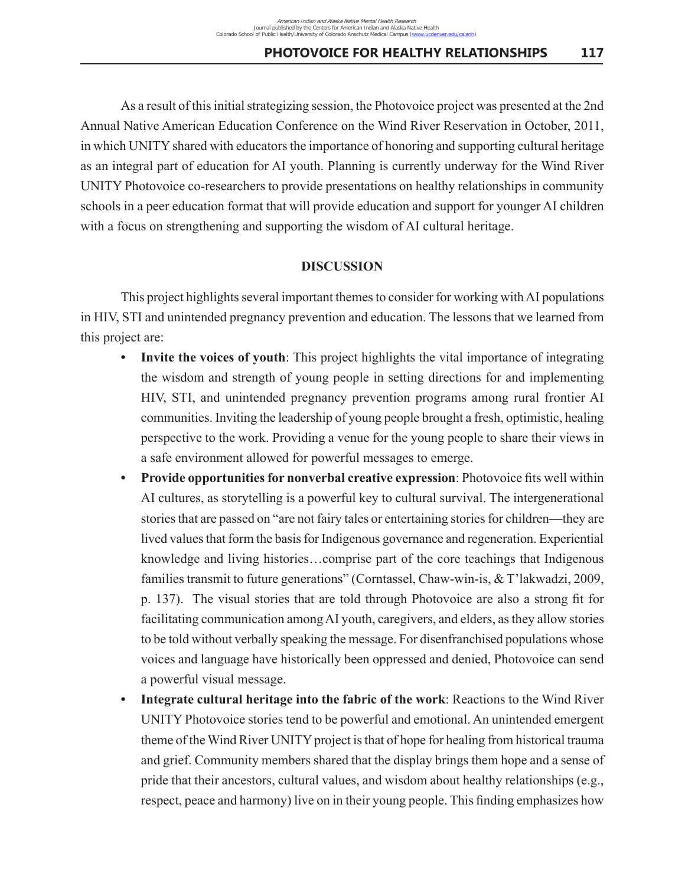As a result of this initial strategizing session, the Photovoice project was presented at the 2nd Annual Native American Education Conference on the Wind River Reservation in October, 2011, in which UNITY shared with educators the importance of honoring and supporting cultural heritage as an integral part of education for AI youth. Planning is currently underway for the Wind River UNITY Photovoice co-researchers to provide presentations on healthy relationships in community schools in a peer education format that will provide education and support for younger AI children with a focus on strengthening and supporting the wisdom of AI cultural heritage.

## DISCUSSION

This project highlights several important themes to consider for working with AI populations in HIV, STI and unintended pregnancy prevention and education. The lessons that we learned from this project are:

- **Invite the voices of youth**: This project highlights the vital importance of integrating the wisdom and strength of young people in setting directions for and implementing HIV, STI, and unintended pregnancy prevention programs among rural frontier AI communities. Inviting the leadership of young people brought a fresh, optimistic, healing perspective to the work. Providing a venue for the young people to share their views in a safe environment allowed for powerful messages to emerge.
- **Provide opportunities for nonverbal creative expression**: Photovoice fits well within AI cultures, as storytelling is a powerful key to cultural survival. The intergenerational stories that are passed on "are not fairy tales or entertaining stories for children—they are lived values that form the basis for Indigenous governance and regeneration. Experiential knowledge and living histories…comprise part of the core teachings that Indigenous families transmit to future generations" (Corntassel, Chaw-win-is, & T'lakwadzi, 2009, p. 137). The visual stories that are told through Photovoice are also a strong fit for facilitating communication among AI youth, caregivers, and elders, as they allow stories to be told without verbally speaking the message. For disenfranchised populations whose voices and language have historically been oppressed and denied, Photovoice can send a powerful visual message.
- **Integrate cultural heritage into the fabric of the work**: Reactions to the Wind River UNITY Photovoice stories tend to be powerful and emotional. An unintended emergent theme of the Wind River UNITY project is that of hope for healing from historical trauma and grief. Community members shared that the display brings them hope and a sense of pride that their ancestors, cultural values, and wisdom about healthy relationships (e.g., respect, peace and harmony) live on in their young people. This finding emphasizes how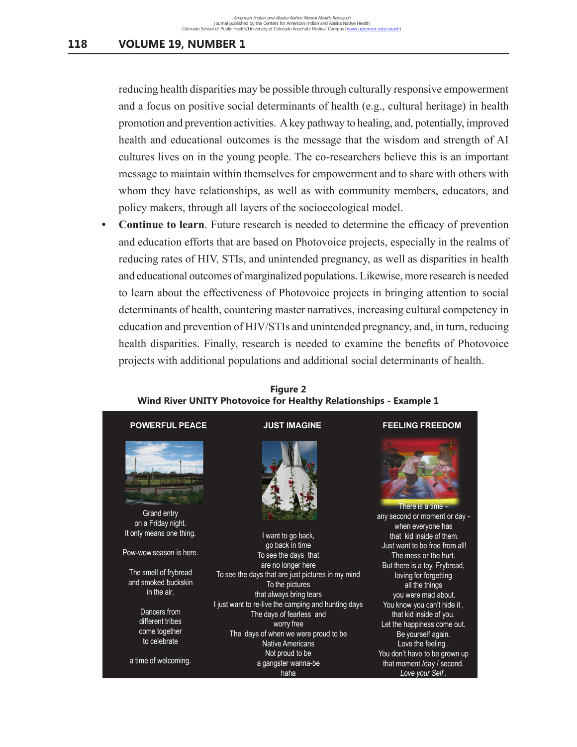reducing health disparities may be possible through culturally responsive empowerment and a focus on positive social determinants of health (e.g., cultural heritage) in health promotion and prevention activities. A key pathway to healing, and, potentially, improved health and educational outcomes is the message that the wisdom and strength of AI cultures lives on in the young people. The co-researchers believe this is an important message to maintain within themselves for empowerment and to share with others with whom they have relationships, as well as with community members, educators, and policy makers, through all layers of the socioecological model.

- **Continue to learn**. Future research is needed to determine the efficacy of prevention and education efforts that are based on Photovoice projects, especially in the realms of reducing rates of HIV, STIs, and unintended pregnancy, as well as disparities in health and educational outcomes of marginalized populations. Likewise, more research is needed to learn about the effectiveness of Photovoice projects in bringing attention to social determinants of health, countering master narratives, increasing cultural competency in education and prevention of HIV/STIs and unintended pregnancy, and, in turn, reducing health disparities. Finally, research is needed to examine the benefits of Photovoice projects with additional populations and additional social determinants of health.

**Figure 2**
**Wind River UNITY Photovoice for Healthy Relationships - Example 1**

**POWERFUL PEACE**

Grand entry
on a Friday night.
It only means one thing.

Pow-wow season is here.

The smell of frybread
and smoked buckskin
in the air.

Dancers from
different tribes
come together
to celebrate

a time of welcoming.

**JUST IMAGINE**

I want to go back,
go back in time
To see the days that
are no longer here
To see the days that are just pictures in my mind
To the pictures
that always bring tears
I just want to re-live the camping and hunting days
The days of fearless and
worry free
The days of when we were proud to be
Native Americans
Not proud to be
a gangster wanna-be
haha

**FEELING FREEDOM**

There is a time –
any second or moment or day -
when everyone has
that kid inside of them.
Just want to be free from all!
The mess or the hurt.
But there is a toy, Frybread,
loving for forgetting
all the things
you were mad about.
You know you can't hide it ,
that kid inside of you.
Let the happiness come out.
Be yourself again.
Love the feeling .
You don't have to be grown up
that moment /day / second.
*Love your Self .*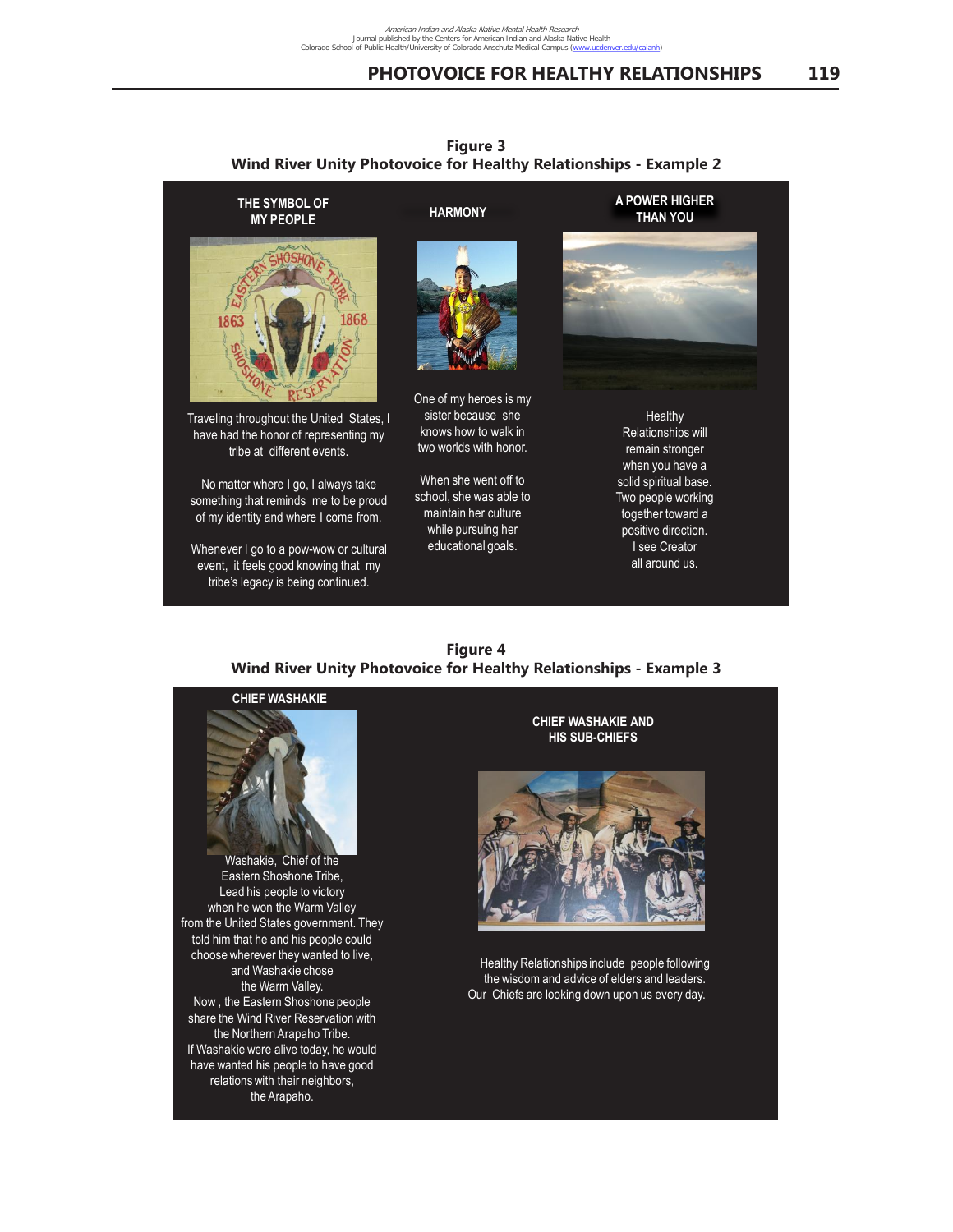**Figure 3**
**Wind River Unity Photovoice for Healthy Relationships - Example 2**

**THE SYMBOL OF MY PEOPLE**

Traveling throughout the United States, I have had the honor of representing my tribe at different events.

No matter where I go, I always take something that reminds me to be proud of my identity and where I come from.

Whenever I go to a pow-wow or cultural event, it feels good knowing that my tribe's legacy is being continued.

**HARMONY**

One of my heroes is my sister because she knows how to walk in two worlds with honor.

When she went off to school, she was able to maintain her culture while pursuing her educational goals.

**A POWER HIGHER THAN YOU**

Healthy Relationships will remain stronger when you have a solid spiritual base. Two people working together toward a positive direction. I see Creator all around us.

**Figure 4**
**Wind River Unity Photovoice for Healthy Relationships - Example 3**

**CHIEF WASHAKIE**

Washakie, Chief of the Eastern Shoshone Tribe, Lead his people to victory when he won the Warm Valley from the United States government. They told him that he and his people could choose wherever they wanted to live, and Washakie chose the Warm Valley.
Now, the Eastern Shoshone people share the Wind River Reservation with the Northern Arapaho Tribe.
If Washakie were alive today, he would have wanted his people to have good relations with their neighbors, the Arapaho.

**CHIEF WASHAKIE AND HIS SUB-CHIEFS**

Healthy Relationships include people following the wisdom and advice of elders and leaders.
Our Chiefs are looking down upon us every day.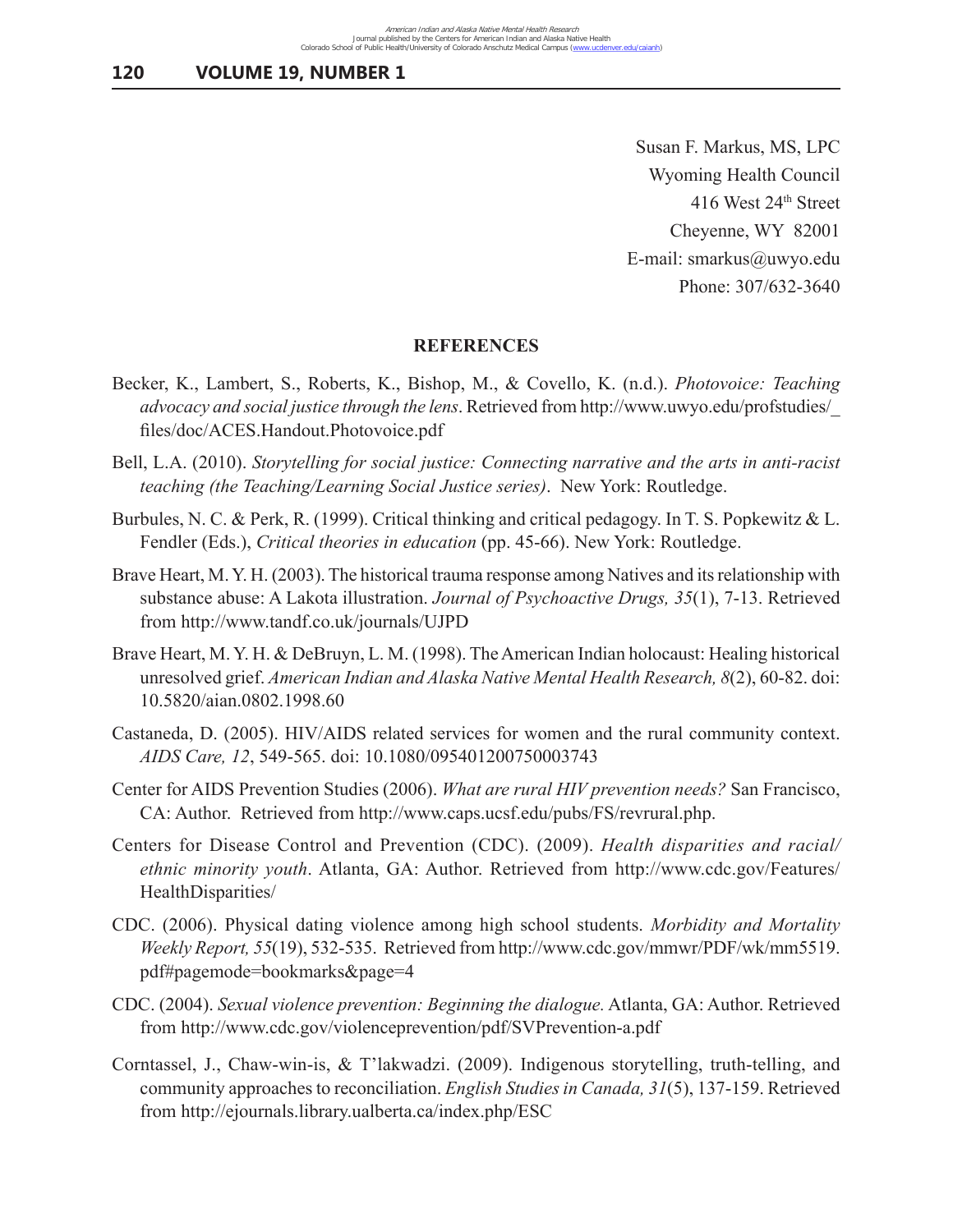Susan F. Markus, MS, LPC
Wyoming Health Council
416 West 24th Street
Cheyenne, WY 82001
E-mail: smarkus@uwyo.edu
Phone: 307/632-3640

## REFERENCES

Becker, K., Lambert, S., Roberts, K., Bishop, M., & Covello, K. (n.d.). *Photovoice: Teaching advocacy and social justice through the lens*. Retrieved from http://www.uwyo.edu/profstudies/_files/doc/ACES.Handout.Photovoice.pdf

Bell, L.A. (2010). *Storytelling for social justice: Connecting narrative and the arts in anti-racist teaching (the Teaching/Learning Social Justice series)*. New York: Routledge.

Burbules, N. C. & Perk, R. (1999). Critical thinking and critical pedagogy. In T. S. Popkewitz & L. Fendler (Eds.), *Critical theories in education* (pp. 45-66). New York: Routledge.

Brave Heart, M. Y. H. (2003). The historical trauma response among Natives and its relationship with substance abuse: A Lakota illustration. *Journal of Psychoactive Drugs, 35*(1), 7-13. Retrieved from http://www.tandf.co.uk/journals/UJPD

Brave Heart, M. Y. H. & DeBruyn, L. M. (1998). The American Indian holocaust: Healing historical unresolved grief. *American Indian and Alaska Native Mental Health Research, 8*(2), 60-82. doi: 10.5820/aian.0802.1998.60

Castaneda, D. (2005). HIV/AIDS related services for women and the rural community context. *AIDS Care, 12*, 549-565. doi: 10.1080/095401200750003743

Center for AIDS Prevention Studies (2006). *What are rural HIV prevention needs?* San Francisco, CA: Author. Retrieved from http://www.caps.ucsf.edu/pubs/FS/revrural.php.

Centers for Disease Control and Prevention (CDC). (2009). *Health disparities and racial/ethnic minority youth*. Atlanta, GA: Author. Retrieved from http://www.cdc.gov/Features/HealthDisparities/

CDC. (2006). Physical dating violence among high school students. *Morbidity and Mortality Weekly Report, 55*(19), 532-535. Retrieved from http://www.cdc.gov/mmwr/PDF/wk/mm5519.pdf#pagemode=bookmarks&page=4

CDC. (2004). *Sexual violence prevention: Beginning the dialogue.* Atlanta, GA: Author. Retrieved from http://www.cdc.gov/violenceprevention/pdf/SVPrevention-a.pdf

Corntassel, J., Chaw-win-is, & T'lakwadzi. (2009). Indigenous storytelling, truth-telling, and community approaches to reconciliation. *English Studies in Canada, 31*(5), 137-159. Retrieved from http://ejournals.library.ualberta.ca/index.php/ESC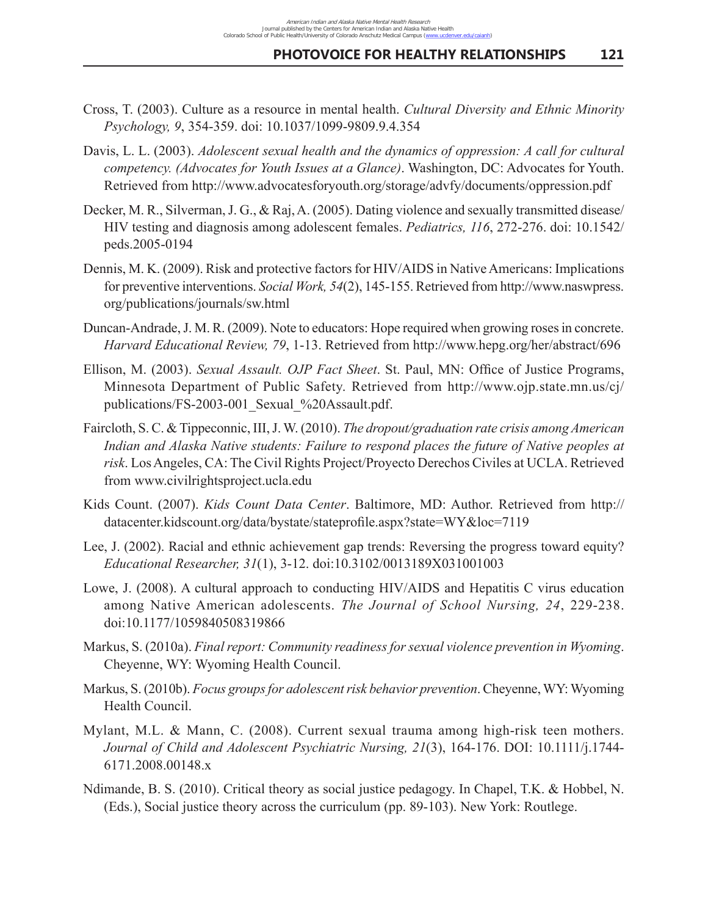Cross, T. (2003). Culture as a resource in mental health. *Cultural Diversity and Ethnic Minority Psychology, 9*, 354-359. doi: 10.1037/1099-9809.9.4.354

Davis, L. L. (2003). *Adolescent sexual health and the dynamics of oppression: A call for cultural competency. (Advocates for Youth Issues at a Glance)*. Washington, DC: Advocates for Youth. Retrieved from http://www.advocatesforyouth.org/storage/advfy/documents/oppression.pdf

Decker, M. R., Silverman, J. G., & Raj, A. (2005). Dating violence and sexually transmitted disease/HIV testing and diagnosis among adolescent females. *Pediatrics, 116*, 272-276. doi: 10.1542/peds.2005-0194

Dennis, M. K. (2009). Risk and protective factors for HIV/AIDS in Native Americans: Implications for preventive interventions. *Social Work, 54*(2), 145-155. Retrieved from http://www.naswpress.org/publications/journals/sw.html

Duncan-Andrade, J. M. R. (2009). Note to educators: Hope required when growing roses in concrete. *Harvard Educational Review, 79*, 1-13. Retrieved from http://www.hepg.org/her/abstract/696

Ellison, M. (2003). *Sexual Assault. OJP Fact Sheet*. St. Paul, MN: Office of Justice Programs, Minnesota Department of Public Safety. Retrieved from http://www.ojp.state.mn.us/cj/publications/FS-2003-001_Sexual_%20Assault.pdf.

Faircloth, S. C. & Tippeconnic, III, J. W. (2010). *The dropout/graduation rate crisis among American Indian and Alaska Native students: Failure to respond places the future of Native peoples at risk*. Los Angeles, CA: The Civil Rights Project/Proyecto Derechos Civiles at UCLA. Retrieved from www.civilrightsproject.ucla.edu

Kids Count. (2007). *Kids Count Data Center*. Baltimore, MD: Author. Retrieved from http://datacenter.kidscount.org/data/bystate/stateprofile.aspx?state=WY&loc=7119

Lee, J. (2002). Racial and ethnic achievement gap trends: Reversing the progress toward equity? *Educational Researcher, 31*(1), 3-12. doi:10.3102/0013189X031001003

Lowe, J. (2008). A cultural approach to conducting HIV/AIDS and Hepatitis C virus education among Native American adolescents. *The Journal of School Nursing, 24*, 229-238. doi:10.1177/1059840508319866

Markus, S. (2010a). *Final report: Community readiness for sexual violence prevention in Wyoming*. Cheyenne, WY: Wyoming Health Council.

Markus, S. (2010b). *Focus groups for adolescent risk behavior prevention*. Cheyenne, WY: Wyoming Health Council.

Mylant, M.L. & Mann, C. (2008). Current sexual trauma among high-risk teen mothers. *Journal of Child and Adolescent Psychiatric Nursing, 21*(3), 164-176. DOI: 10.1111/j.1744-6171.2008.00148.x

Ndimande, B. S. (2010). Critical theory as social justice pedagogy. In Chapel, T.K. & Hobbel, N. (Eds.), Social justice theory across the curriculum (pp. 89-103). New York: Routlege.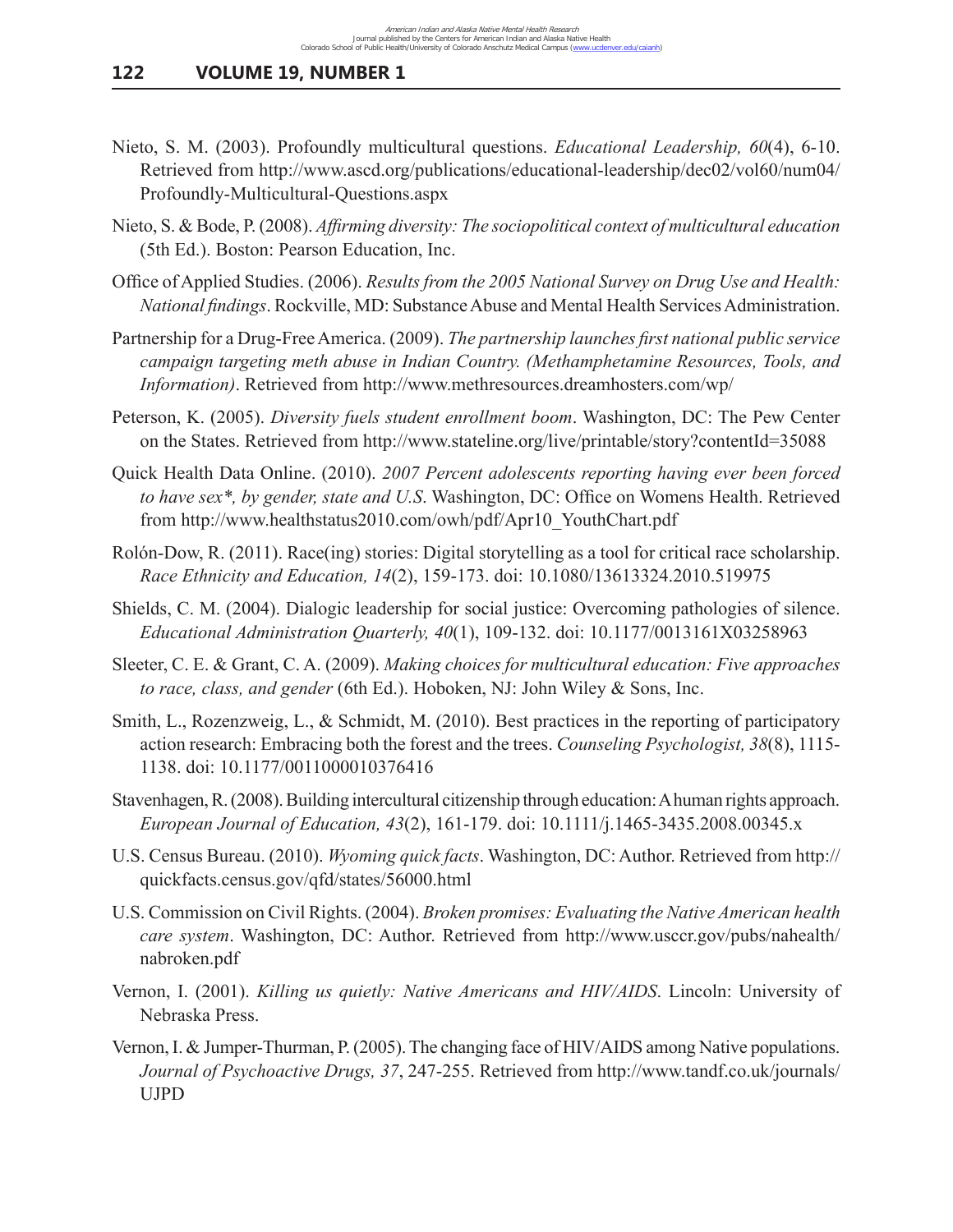Nieto, S. M. (2003). Profoundly multicultural questions. *Educational Leadership, 60*(4), 6-10. Retrieved from http://www.ascd.org/publications/educational-leadership/dec02/vol60/num04/Profoundly-Multicultural-Questions.aspx

Nieto, S. & Bode, P. (2008). *Affirming diversity: The sociopolitical context of multicultural education* (5th Ed.). Boston: Pearson Education, Inc.

Office of Applied Studies. (2006). *Results from the 2005 National Survey on Drug Use and Health: National findings*. Rockville, MD: Substance Abuse and Mental Health Services Administration.

Partnership for a Drug-Free America. (2009). *The partnership launches first national public service campaign targeting meth abuse in Indian Country. (Methamphetamine Resources, Tools, and Information)*. Retrieved from http://www.methresources.dreamhosters.com/wp/

Peterson, K. (2005). *Diversity fuels student enrollment boom*. Washington, DC: The Pew Center on the States. Retrieved from http://www.stateline.org/live/printable/story?contentId=35088

Quick Health Data Online. (2010). *2007 Percent adolescents reporting having ever been forced to have sex*, by gender, state and U.S.* Washington, DC: Office on Womens Health. Retrieved from http://www.healthstatus2010.com/owh/pdf/Apr10_YouthChart.pdf

Rolón-Dow, R. (2011). Race(ing) stories: Digital storytelling as a tool for critical race scholarship. *Race Ethnicity and Education, 14*(2), 159-173. doi: 10.1080/13613324.2010.519975

Shields, C. M. (2004). Dialogic leadership for social justice: Overcoming pathologies of silence. *Educational Administration Quarterly, 40*(1), 109-132. doi: 10.1177/0013161X03258963

Sleeter, C. E. & Grant, C. A. (2009). *Making choices for multicultural education: Five approaches to race, class, and gender* (6th Ed.). Hoboken, NJ: John Wiley & Sons, Inc.

Smith, L., Rozenzweig, L., & Schmidt, M. (2010). Best practices in the reporting of participatory action research: Embracing both the forest and the trees. *Counseling Psychologist, 38*(8), 1115-1138. doi: 10.1177/0011000010376416

Stavenhagen, R. (2008). Building intercultural citizenship through education: A human rights approach. *European Journal of Education, 43*(2), 161-179. doi: 10.1111/j.1465-3435.2008.00345.x

U.S. Census Bureau. (2010). *Wyoming quick facts*. Washington, DC: Author. Retrieved from http://quickfacts.census.gov/qfd/states/56000.html

U.S. Commission on Civil Rights. (2004). *Broken promises: Evaluating the Native American health care system*. Washington, DC: Author. Retrieved from http://www.usccr.gov/pubs/nahealth/nabroken.pdf

Vernon, I. (2001). *Killing us quietly: Native Americans and HIV/AIDS*. Lincoln: University of Nebraska Press.

Vernon, I. & Jumper-Thurman, P. (2005). The changing face of HIV/AIDS among Native populations. *Journal of Psychoactive Drugs, 37*, 247-255. Retrieved from http://www.tandf.co.uk/journals/UJPD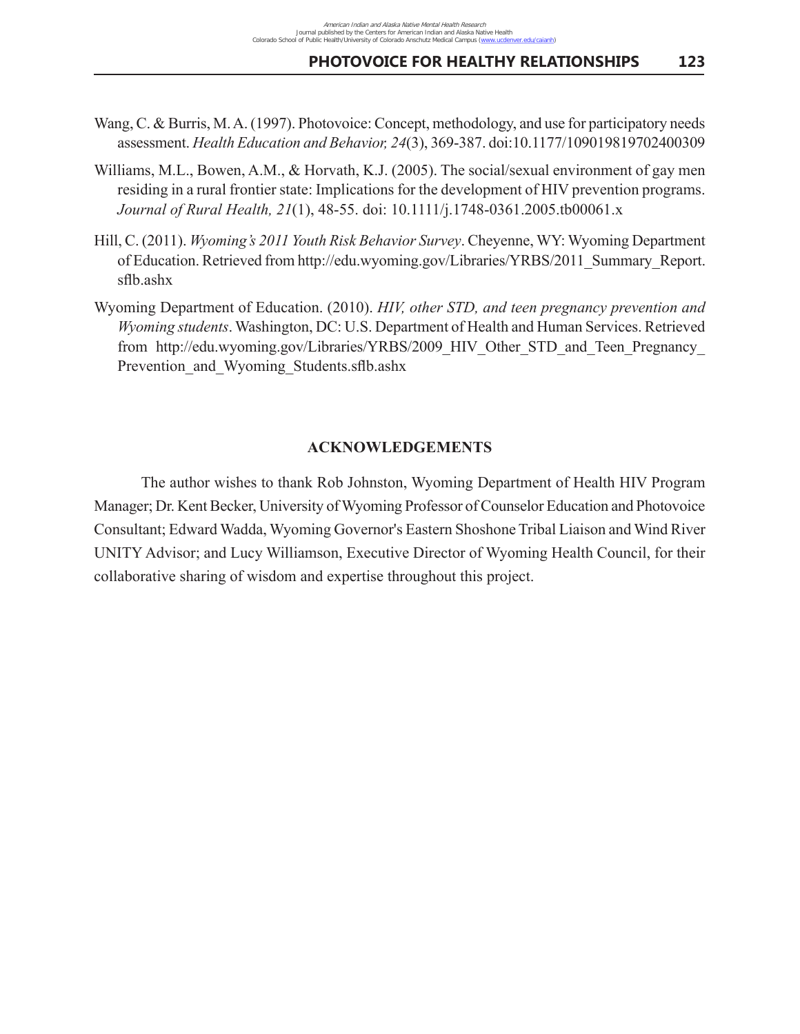Wang, C. & Burris, M. A. (1997). Photovoice: Concept, methodology, and use for participatory needs assessment. *Health Education and Behavior, 24*(3), 369-387. doi:10.1177/109019819702400309

Williams, M.L., Bowen, A.M., & Horvath, K.J. (2005). The social/sexual environment of gay men residing in a rural frontier state: Implications for the development of HIV prevention programs. *Journal of Rural Health, 21*(1), 48-55. doi: 10.1111/j.1748-0361.2005.tb00061.x

Hill, C. (2011). *Wyoming's 2011 Youth Risk Behavior Survey*. Cheyenne, WY: Wyoming Department of Education. Retrieved from http://edu.wyoming.gov/Libraries/YRBS/2011_Summary_Report.sflb.ashx

Wyoming Department of Education. (2010). *HIV, other STD, and teen pregnancy prevention and Wyoming students*. Washington, DC: U.S. Department of Health and Human Services. Retrieved from http://edu.wyoming.gov/Libraries/YRBS/2009_HIV_Other_STD_and_Teen_Pregnancy_Prevention_and_Wyoming_Students.sflb.ashx

## ACKNOWLEDGEMENTS

The author wishes to thank Rob Johnston, Wyoming Department of Health HIV Program Manager; Dr. Kent Becker, University of Wyoming Professor of Counselor Education and Photovoice Consultant; Edward Wadda, Wyoming Governor's Eastern Shoshone Tribal Liaison and Wind River UNITY Advisor; and Lucy Williamson, Executive Director of Wyoming Health Council, for their collaborative sharing of wisdom and expertise throughout this project.